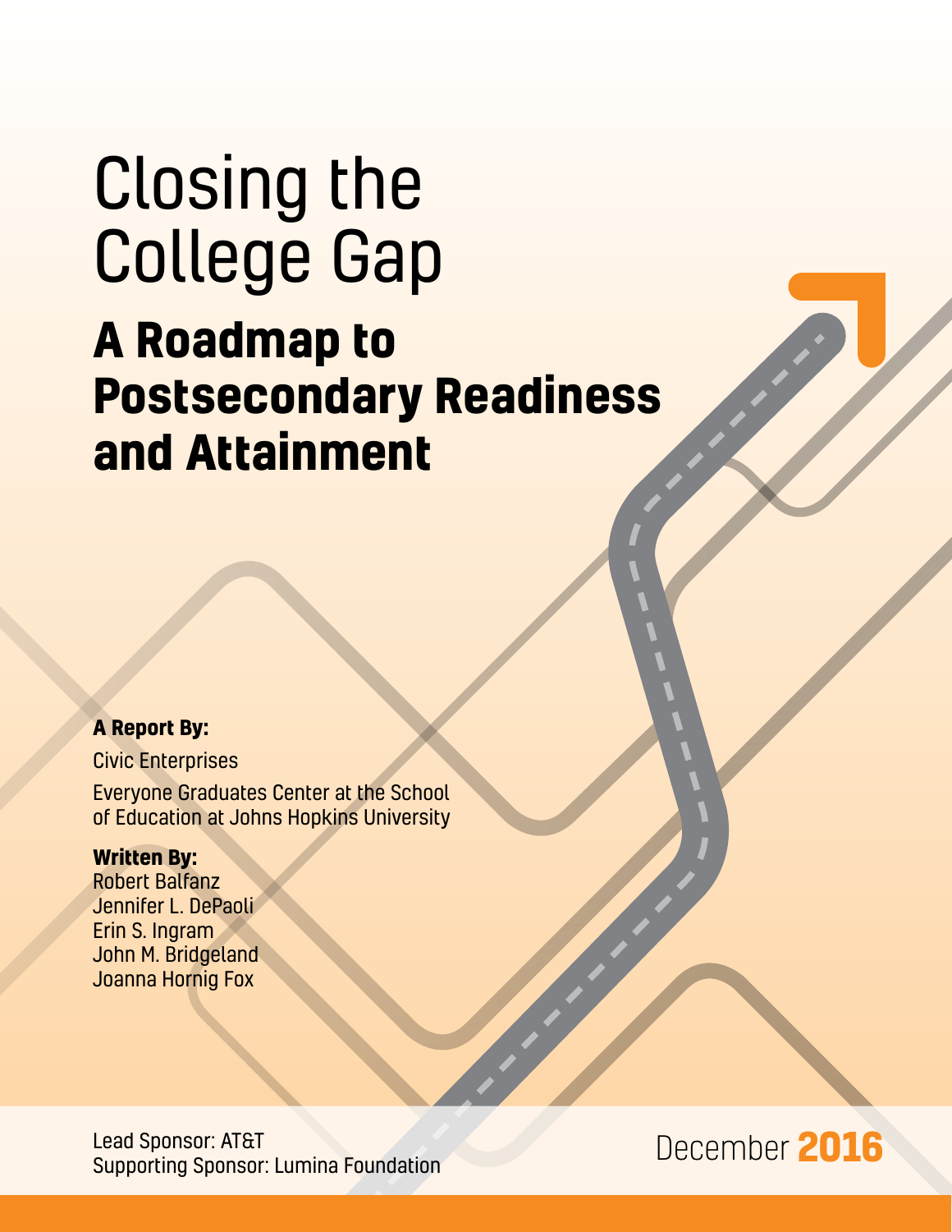# Closing the College Gap

## A Roadmap to Postsecondary Readiness and Attainment

**A Report By:**

Civic Enterprises

Everyone Graduates Center at the School of Education at Johns Hopkins University

**Written By:**

Robert Balfanz
Jennifer L. DePaoli
Erin S. Ingram
John M. Bridgeland
Joanna Hornig Fox

Lead Sponsor: AT&T
Supporting Sponsor: Lumina Foundation

December **2016**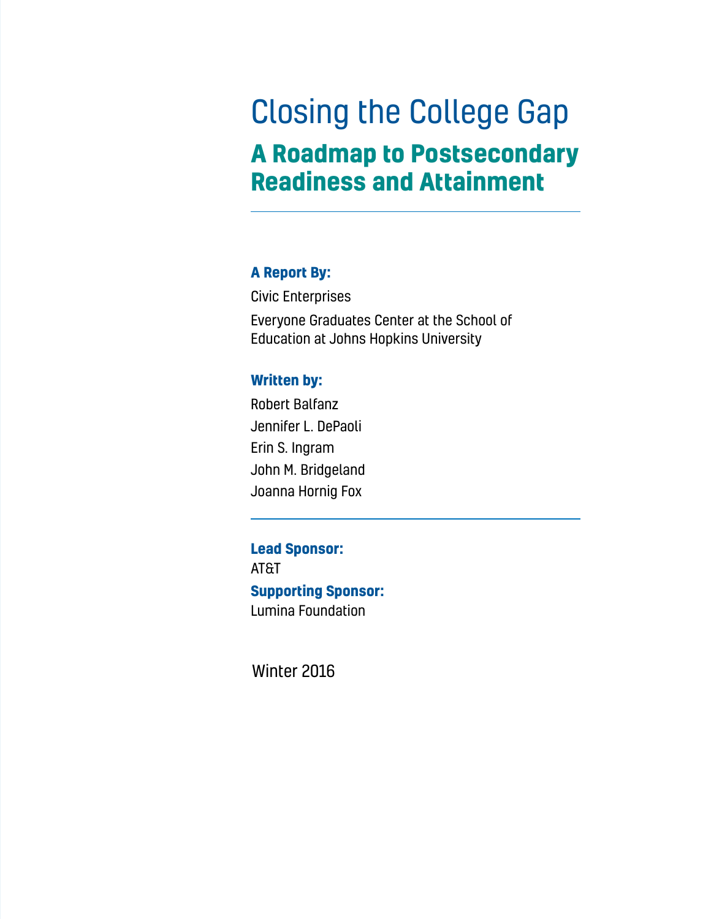# Closing the College Gap

## A Roadmap to Postsecondary Readiness and Attainment

---

**A Report By:**

Civic Enterprises

Everyone Graduates Center at the School of Education at Johns Hopkins University

**Written by:**

Robert Balfanz

Jennifer L. DePaoli

Erin S. Ingram

John M. Bridgeland

Joanna Hornig Fox

---

**Lead Sponsor:**

AT&T

**Supporting Sponsor:**

Lumina Foundation

Winter 2016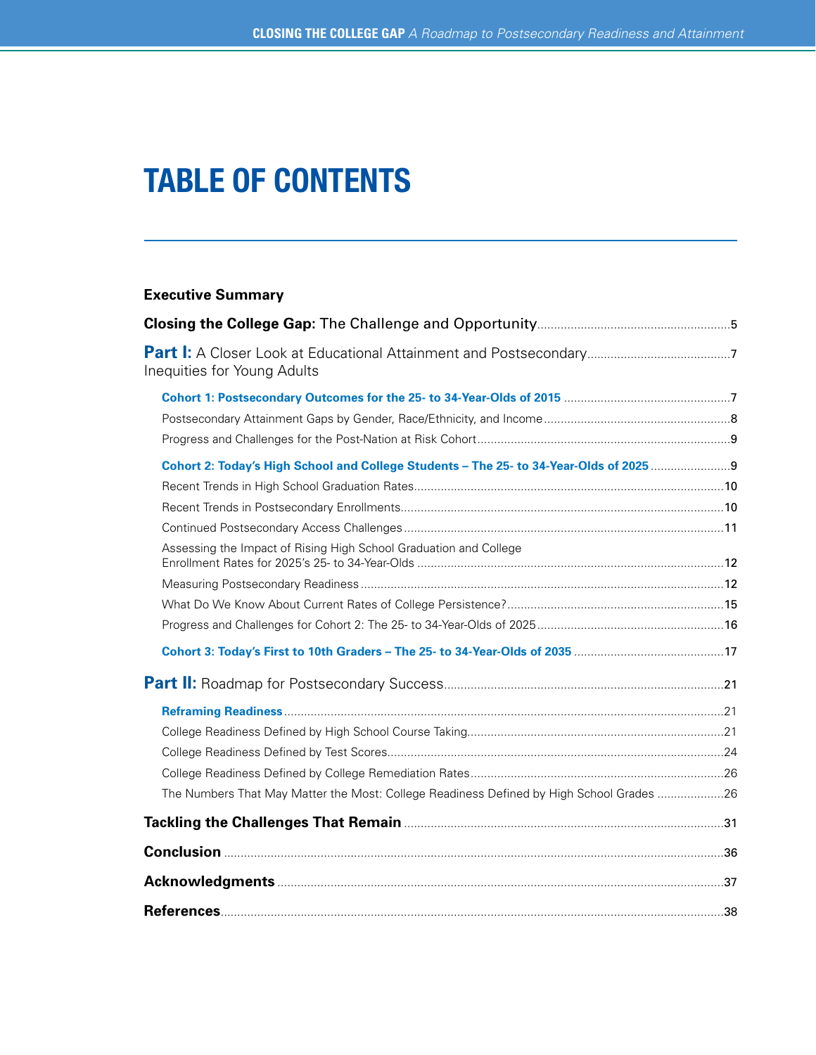# TABLE OF CONTENTS

**Executive Summary**

**Closing the College Gap:** The Challenge and Opportunity ........ 5

**Part I:** A Closer Look at Educational Attainment and Postsecondary Inequities for Young Adults ........ 7

- **Cohort 1: Postsecondary Outcomes for the 25- to 34-Year-Olds of 2015** ........ 7
  - Postsecondary Attainment Gaps by Gender, Race/Ethnicity, and Income ........ 8
  - Progress and Challenges for the Post-Nation at Risk Cohort ........ 9
- **Cohort 2: Today's High School and College Students – The 25- to 34-Year-Olds of 2025** ........ 9
  - Recent Trends in High School Graduation Rates ........ 10
  - Recent Trends in Postsecondary Enrollments ........ 10
  - Continued Postsecondary Access Challenges ........ 11
  - Assessing the Impact of Rising High School Graduation and College Enrollment Rates for 2025's 25- to 34-Year-Olds ........ 12
  - Measuring Postsecondary Readiness ........ 12
  - What Do We Know About Current Rates of College Persistence? ........ 15
  - Progress and Challenges for Cohort 2: The 25- to 34-Year-Olds of 2025 ........ 16
- **Cohort 3: Today's First to 10th Graders – The 25- to 34-Year-Olds of 2035** ........ 17

**Part II:** Roadmap for Postsecondary Success ........ 21

- **Reframing Readiness** ........ 21
  - College Readiness Defined by High School Course Taking ........ 21
  - College Readiness Defined by Test Scores ........ 24
  - College Readiness Defined by College Remediation Rates ........ 26
  - The Numbers That May Matter the Most: College Readiness Defined by High School Grades ........ 26

**Tackling the Challenges That Remain** ........ 31

**Conclusion** ........ 36

**Acknowledgments** ........ 37

**References** ........ 38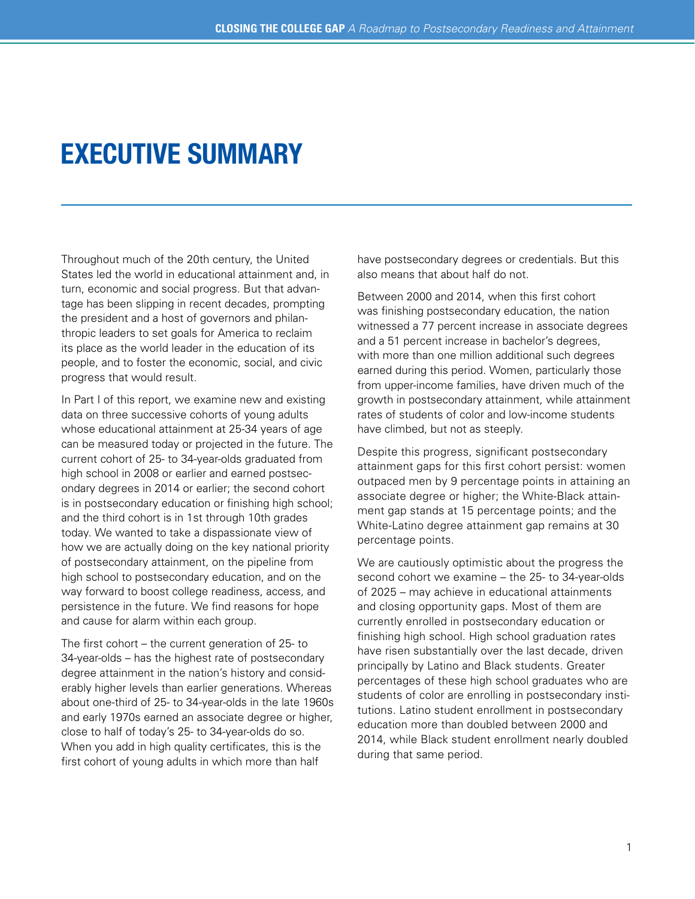# EXECUTIVE SUMMARY

Throughout much of the 20th century, the United States led the world in educational attainment and, in turn, economic and social progress. But that advantage has been slipping in recent decades, prompting the president and a host of governors and philanthropic leaders to set goals for America to reclaim its place as the world leader in the education of its people, and to foster the economic, social, and civic progress that would result.

In Part I of this report, we examine new and existing data on three successive cohorts of young adults whose educational attainment at 25-34 years of age can be measured today or projected in the future. The current cohort of 25- to 34-year-olds graduated from high school in 2008 or earlier and earned postsecondary degrees in 2014 or earlier; the second cohort is in postsecondary education or finishing high school; and the third cohort is in 1st through 10th grades today. We wanted to take a dispassionate view of how we are actually doing on the key national priority of postsecondary attainment, on the pipeline from high school to postsecondary education, and on the way forward to boost college readiness, access, and persistence in the future. We find reasons for hope and cause for alarm within each group.

The first cohort – the current generation of 25- to 34-year-olds – has the highest rate of postsecondary degree attainment in the nation's history and considerably higher levels than earlier generations. Whereas about one-third of 25- to 34-year-olds in the late 1960s and early 1970s earned an associate degree or higher, close to half of today's 25- to 34-year-olds do so. When you add in high quality certificates, this is the first cohort of young adults in which more than half have postsecondary degrees or credentials. But this also means that about half do not.

Between 2000 and 2014, when this first cohort was finishing postsecondary education, the nation witnessed a 77 percent increase in associate degrees and a 51 percent increase in bachelor's degrees, with more than one million additional such degrees earned during this period. Women, particularly those from upper-income families, have driven much of the growth in postsecondary attainment, while attainment rates of students of color and low-income students have climbed, but not as steeply.

Despite this progress, significant postsecondary attainment gaps for this first cohort persist: women outpaced men by 9 percentage points in attaining an associate degree or higher; the White-Black attainment gap stands at 15 percentage points; and the White-Latino degree attainment gap remains at 30 percentage points.

We are cautiously optimistic about the progress the second cohort we examine – the 25- to 34-year-olds of 2025 – may achieve in educational attainments and closing opportunity gaps. Most of them are currently enrolled in postsecondary education or finishing high school. High school graduation rates have risen substantially over the last decade, driven principally by Latino and Black students. Greater percentages of these high school graduates who are students of color are enrolling in postsecondary institutions. Latino student enrollment in postsecondary education more than doubled between 2000 and 2014, while Black student enrollment nearly doubled during that same period.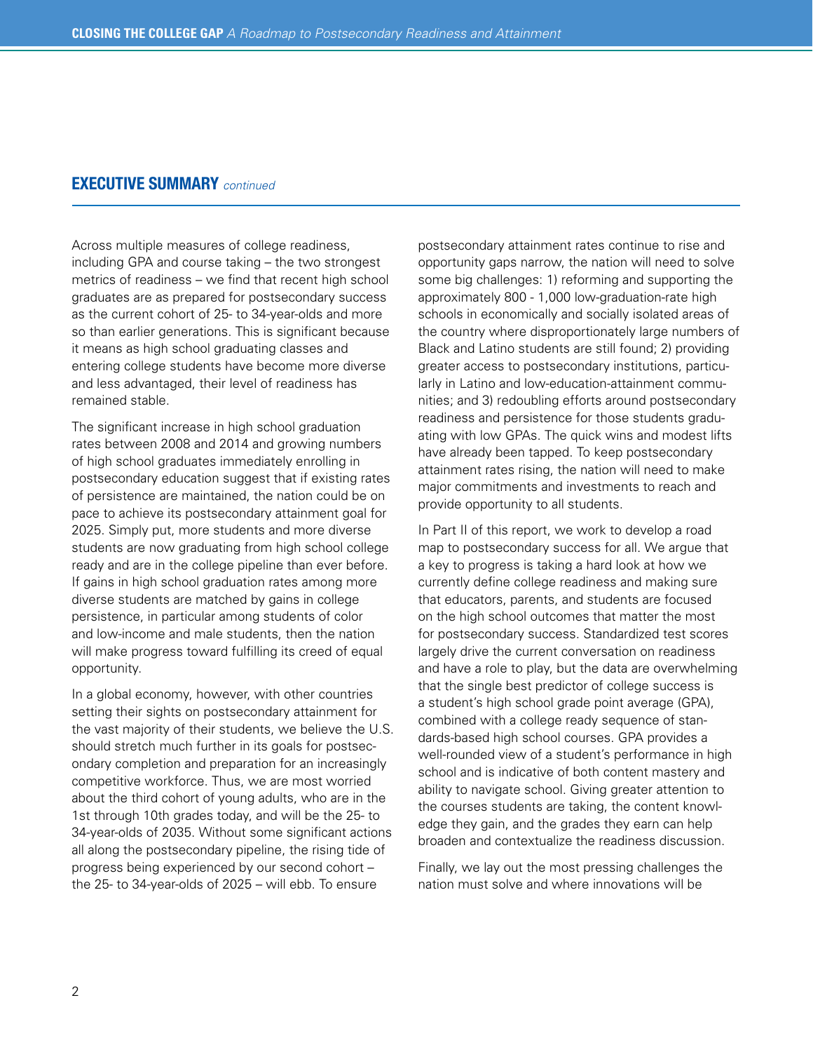## EXECUTIVE SUMMARY *continued*

Across multiple measures of college readiness, including GPA and course taking – the two strongest metrics of readiness – we find that recent high school graduates are as prepared for postsecondary success as the current cohort of 25- to 34-year-olds and more so than earlier generations. This is significant because it means as high school graduating classes and entering college students have become more diverse and less advantaged, their level of readiness has remained stable.

The significant increase in high school graduation rates between 2008 and 2014 and growing numbers of high school graduates immediately enrolling in postsecondary education suggest that if existing rates of persistence are maintained, the nation could be on pace to achieve its postsecondary attainment goal for 2025. Simply put, more students and more diverse students are now graduating from high school college ready and are in the college pipeline than ever before. If gains in high school graduation rates among more diverse students are matched by gains in college persistence, in particular among students of color and low-income and male students, then the nation will make progress toward fulfilling its creed of equal opportunity.

In a global economy, however, with other countries setting their sights on postsecondary attainment for the vast majority of their students, we believe the U.S. should stretch much further in its goals for postsecondary completion and preparation for an increasingly competitive workforce. Thus, we are most worried about the third cohort of young adults, who are in the 1st through 10th grades today, and will be the 25- to 34-year-olds of 2035. Without some significant actions all along the postsecondary pipeline, the rising tide of progress being experienced by our second cohort – the 25- to 34-year-olds of 2025 – will ebb. To ensure postsecondary attainment rates continue to rise and opportunity gaps narrow, the nation will need to solve some big challenges: 1) reforming and supporting the approximately 800 - 1,000 low-graduation-rate high schools in economically and socially isolated areas of the country where disproportionately large numbers of Black and Latino students are still found; 2) providing greater access to postsecondary institutions, particularly in Latino and low-education-attainment communities; and 3) redoubling efforts around postsecondary readiness and persistence for those students graduating with low GPAs. The quick wins and modest lifts have already been tapped. To keep postsecondary attainment rates rising, the nation will need to make major commitments and investments to reach and provide opportunity to all students.

In Part II of this report, we work to develop a road map to postsecondary success for all. We argue that a key to progress is taking a hard look at how we currently define college readiness and making sure that educators, parents, and students are focused on the high school outcomes that matter the most for postsecondary success. Standardized test scores largely drive the current conversation on readiness and have a role to play, but the data are overwhelming that the single best predictor of college success is a student's high school grade point average (GPA), combined with a college ready sequence of standards-based high school courses. GPA provides a well-rounded view of a student's performance in high school and is indicative of both content mastery and ability to navigate school. Giving greater attention to the courses students are taking, the content knowledge they gain, and the grades they earn can help broaden and contextualize the readiness discussion.

Finally, we lay out the most pressing challenges the nation must solve and where innovations will be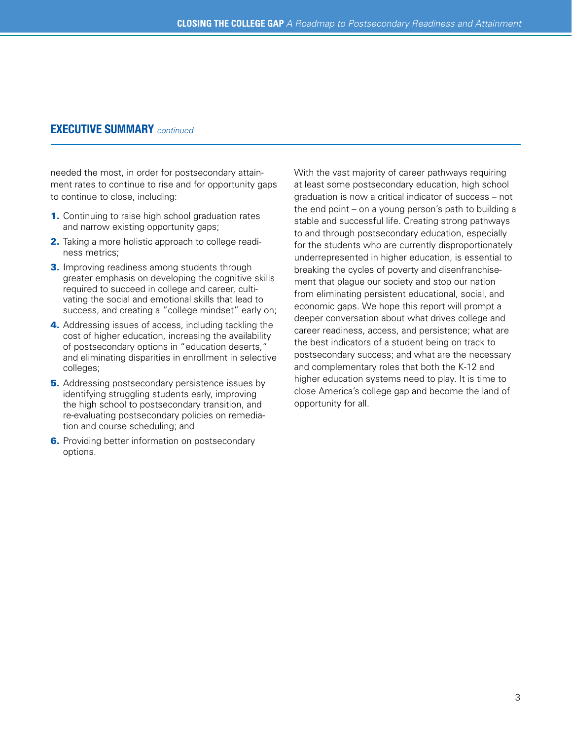## EXECUTIVE SUMMARY *continued*

needed the most, in order for postsecondary attainment rates to continue to rise and for opportunity gaps to continue to close, including:

1. Continuing to raise high school graduation rates and narrow existing opportunity gaps;
2. Taking a more holistic approach to college readiness metrics;
3. Improving readiness among students through greater emphasis on developing the cognitive skills required to succeed in college and career, cultivating the social and emotional skills that lead to success, and creating a "college mindset" early on;
4. Addressing issues of access, including tackling the cost of higher education, increasing the availability of postsecondary options in "education deserts," and eliminating disparities in enrollment in selective colleges;
5. Addressing postsecondary persistence issues by identifying struggling students early, improving the high school to postsecondary transition, and re-evaluating postsecondary policies on remediation and course scheduling; and
6. Providing better information on postsecondary options.

With the vast majority of career pathways requiring at least some postsecondary education, high school graduation is now a critical indicator of success – not the end point – on a young person's path to building a stable and successful life. Creating strong pathways to and through postsecondary education, especially for the students who are currently disproportionately underrepresented in higher education, is essential to breaking the cycles of poverty and disenfranchisement that plague our society and stop our nation from eliminating persistent educational, social, and economic gaps. We hope this report will prompt a deeper conversation about what drives college and career readiness, access, and persistence; what are the best indicators of a student being on track to postsecondary success; and what are the necessary and complementary roles that both the K-12 and higher education systems need to play. It is time to close America's college gap and become the land of opportunity for all.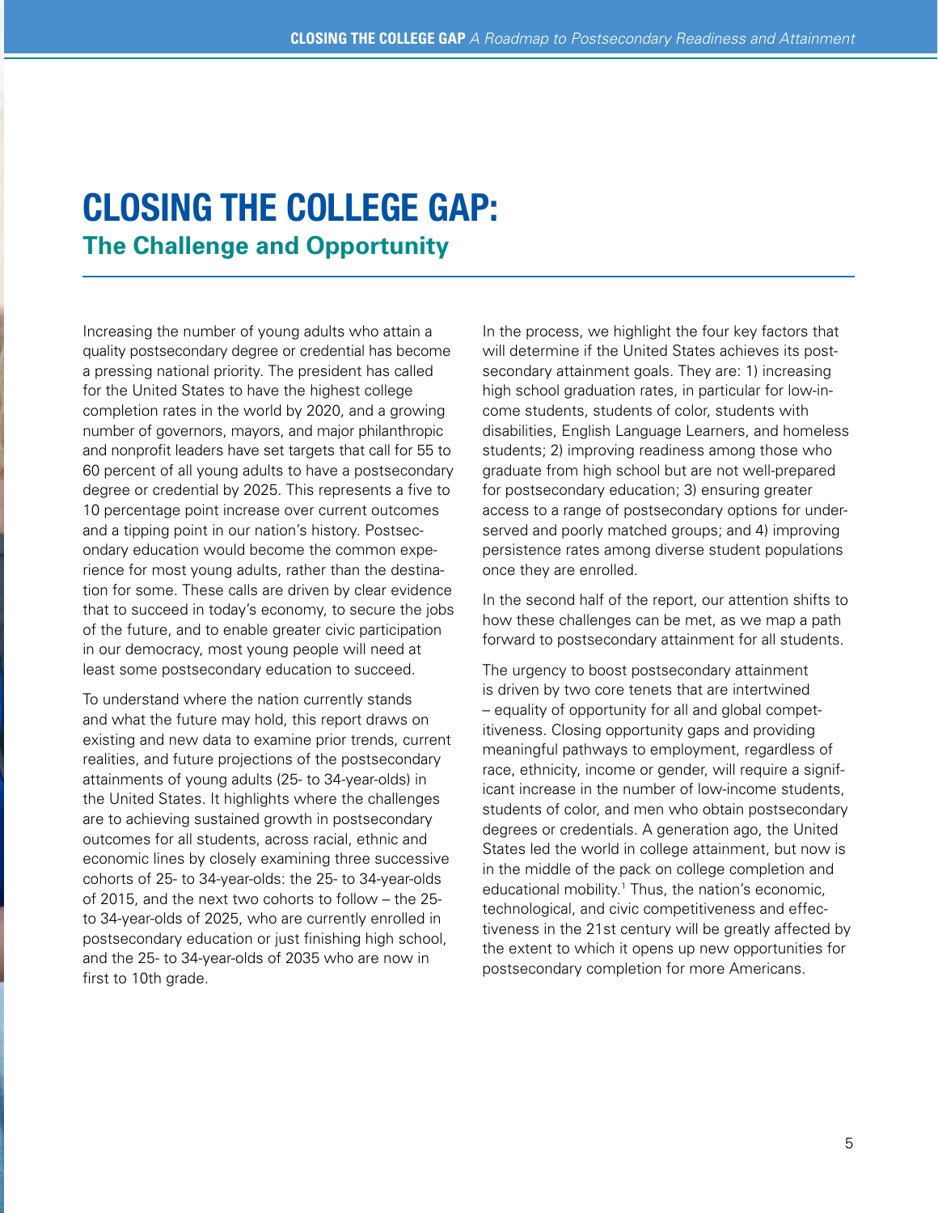# CLOSING THE COLLEGE GAP:

## The Challenge and Opportunity

Increasing the number of young adults who attain a quality postsecondary degree or credential has become a pressing national priority. The president has called for the United States to have the highest college completion rates in the world by 2020, and a growing number of governors, mayors, and major philanthropic and nonprofit leaders have set targets that call for 55 to 60 percent of all young adults to have a postsecondary degree or credential by 2025. This represents a five to 10 percentage point increase over current outcomes and a tipping point in our nation's history. Postsecondary education would become the common experience for most young adults, rather than the destination for some. These calls are driven by clear evidence that to succeed in today's economy, to secure the jobs of the future, and to enable greater civic participation in our democracy, most young people will need at least some postsecondary education to succeed.

To understand where the nation currently stands and what the future may hold, this report draws on existing and new data to examine prior trends, current realities, and future projections of the postsecondary attainments of young adults (25- to 34-year-olds) in the United States. It highlights where the challenges are to achieving sustained growth in postsecondary outcomes for all students, across racial, ethnic and economic lines by closely examining three successive cohorts of 25- to 34-year-olds: the 25- to 34-year-olds of 2015, and the next two cohorts to follow – the 25- to 34-year-olds of 2025, who are currently enrolled in postsecondary education or just finishing high school, and the 25- to 34-year-olds of 2035 who are now in first to 10th grade.

In the process, we highlight the four key factors that will determine if the United States achieves its postsecondary attainment goals. They are: 1) increasing high school graduation rates, in particular for low-income students, students of color, students with disabilities, English Language Learners, and homeless students; 2) improving readiness among those who graduate from high school but are not well-prepared for postsecondary education; 3) ensuring greater access to a range of postsecondary options for underserved and poorly matched groups; and 4) improving persistence rates among diverse student populations once they are enrolled.

In the second half of the report, our attention shifts to how these challenges can be met, as we map a path forward to postsecondary attainment for all students.

The urgency to boost postsecondary attainment is driven by two core tenets that are intertwined – equality of opportunity for all and global competitiveness. Closing opportunity gaps and providing meaningful pathways to employment, regardless of race, ethnicity, income or gender, will require a significant increase in the number of low-income students, students of color, and men who obtain postsecondary degrees or credentials. A generation ago, the United States led the world in college attainment, but now is in the middle of the pack on college completion and educational mobility.[1] Thus, the nation's economic, technological, and civic competitiveness and effectiveness in the 21st century will be greatly affected by the extent to which it opens up new opportunities for postsecondary completion for more Americans.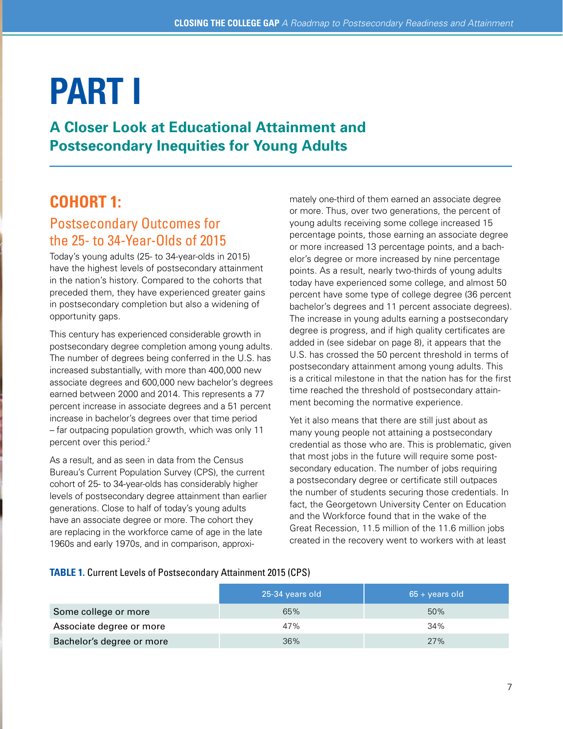# PART I

## A Closer Look at Educational Attainment and Postsecondary Inequities for Young Adults

## COHORT 1:

### Postsecondary Outcomes for the 25- to 34-Year-Olds of 2015

Today's young adults (25- to 34-year-olds in 2015) have the highest levels of postsecondary attainment in the nation's history. Compared to the cohorts that preceded them, they have experienced greater gains in postsecondary completion but also a widening of opportunity gaps.

This century has experienced considerable growth in postsecondary degree completion among young adults. The number of degrees being conferred in the U.S. has increased substantially, with more than 400,000 new associate degrees and 600,000 new bachelor's degrees earned between 2000 and 2014. This represents a 77 percent increase in associate degrees and a 51 percent increase in bachelor's degrees over that time period – far outpacing population growth, which was only 11 percent over this period.[2]

As a result, and as seen in data from the Census Bureau's Current Population Survey (CPS), the current cohort of 25- to 34-year-olds has considerably higher levels of postsecondary degree attainment than earlier generations. Close to half of today's young adults have an associate degree or more. The cohort they are replacing in the workforce came of age in the late 1960s and early 1970s, and in comparison, approximately one-third of them earned an associate degree or more. Thus, over two generations, the percent of young adults receiving some college increased 15 percentage points, those earning an associate degree or more increased 13 percentage points, and a bachelor's degree or more increased by nine percentage points. As a result, nearly two-thirds of young adults today have experienced some college, and almost 50 percent have some type of college degree (36 percent bachelor's degrees and 11 percent associate degrees). The increase in young adults earning a postsecondary degree is progress, and if high quality certificates are added in (see sidebar on page 8), it appears that the U.S. has crossed the 50 percent threshold in terms of postsecondary attainment among young adults. This is a critical milestone in that the nation has for the first time reached the threshold of postsecondary attainment becoming the normative experience.

Yet it also means that there are still just about as many young people not attaining a postsecondary credential as those who are. This is problematic, given that most jobs in the future will require some postsecondary education. The number of jobs requiring a postsecondary degree or certificate still outpaces the number of students securing those credentials. In fact, the Georgetown University Center on Education and the Workforce found that in the wake of the Great Recession, 11.5 million of the 11.6 million jobs created in the recovery went to workers with at least

**TABLE 1.** Current Levels of Postsecondary Attainment 2015 (CPS)

| | 25-34 years old | 65 + years old |
|---|---|---|
| Some college or more | 65% | 50% |
| Associate degree or more | 47% | 34% |
| Bachelor's degree or more | 36% | 27% |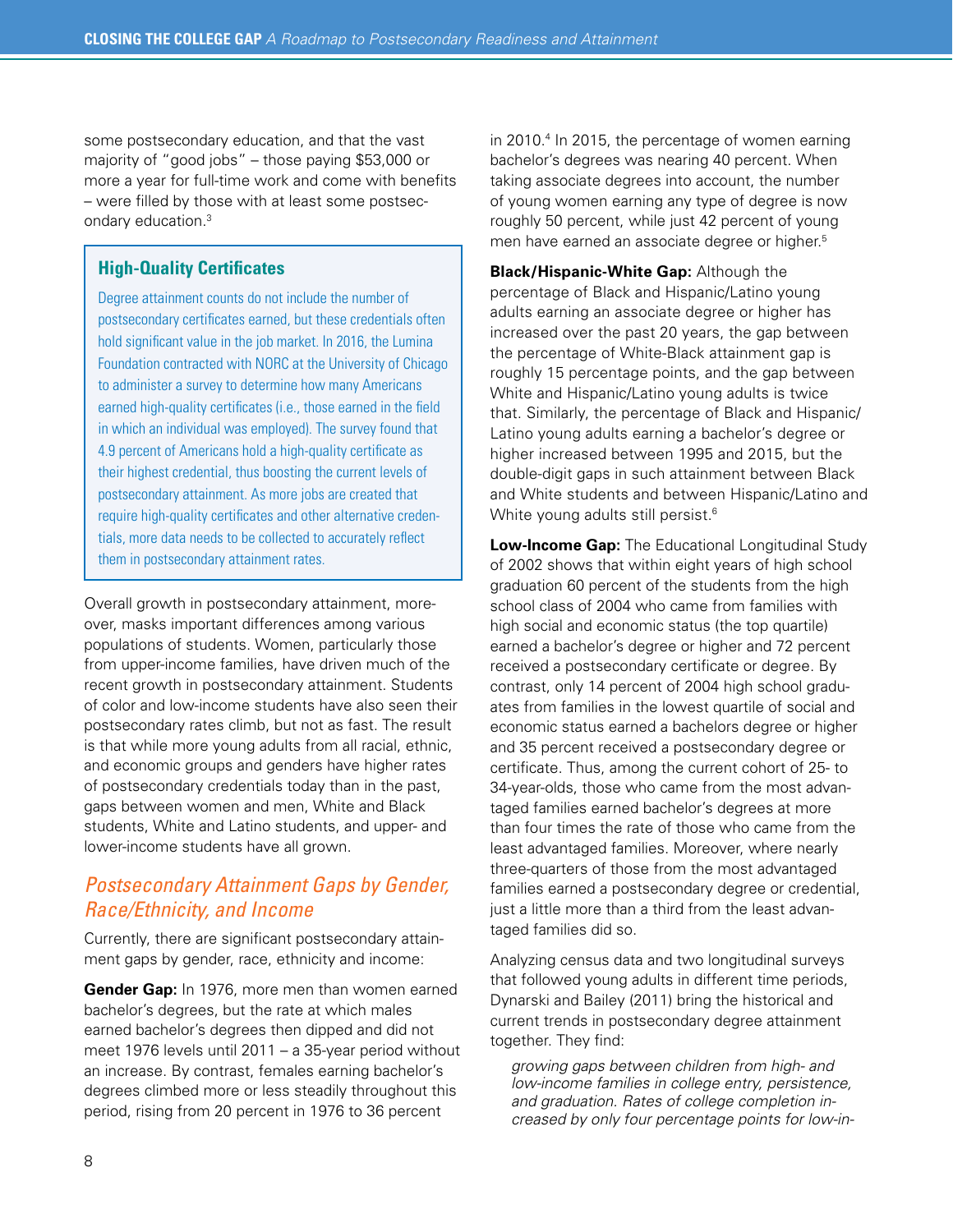some postsecondary education, and that the vast majority of "good jobs" – those paying $53,000 or more a year for full-time work and come with benefits – were filled by those with at least some postsecondary education.[3]

> **High-Quality Certificates**
>
> Degree attainment counts do not include the number of postsecondary certificates earned, but these credentials often hold significant value in the job market. In 2016, the Lumina Foundation contracted with NORC at the University of Chicago to administer a survey to determine how many Americans earned high-quality certificates (i.e., those earned in the field in which an individual was employed). The survey found that 4.9 percent of Americans hold a high-quality certificate as their highest credential, thus boosting the current levels of postsecondary attainment. As more jobs are created that require high-quality certificates and other alternative credentials, more data needs to be collected to accurately reflect them in postsecondary attainment rates.

Overall growth in postsecondary attainment, moreover, masks important differences among various populations of students. Women, particularly those from upper-income families, have driven much of the recent growth in postsecondary attainment. Students of color and low-income students have also seen their postsecondary rates climb, but not as fast. The result is that while more young adults from all racial, ethnic, and economic groups and genders have higher rates of postsecondary credentials today than in the past, gaps between women and men, White and Black students, White and Latino students, and upper- and lower-income students have all grown.

## *Postsecondary Attainment Gaps by Gender, Race/Ethnicity, and Income*

Currently, there are significant postsecondary attainment gaps by gender, race, ethnicity and income:

**Gender Gap:** In 1976, more men than women earned bachelor's degrees, but the rate at which males earned bachelor's degrees then dipped and did not meet 1976 levels until 2011 – a 35-year period without an increase. By contrast, females earning bachelor's degrees climbed more or less steadily throughout this period, rising from 20 percent in 1976 to 36 percent in 2010.[4] In 2015, the percentage of women earning bachelor's degrees was nearing 40 percent. When taking associate degrees into account, the number of young women earning any type of degree is now roughly 50 percent, while just 42 percent of young men have earned an associate degree or higher.[5]

**Black/Hispanic-White Gap:** Although the percentage of Black and Hispanic/Latino young adults earning an associate degree or higher has increased over the past 20 years, the gap between the percentage of White-Black attainment gap is roughly 15 percentage points, and the gap between White and Hispanic/Latino young adults is twice that. Similarly, the percentage of Black and Hispanic/Latino young adults earning a bachelor's degree or higher increased between 1995 and 2015, but the double-digit gaps in such attainment between Black and White students and between Hispanic/Latino and White young adults still persist.[6]

**Low-Income Gap:** The Educational Longitudinal Study of 2002 shows that within eight years of high school graduation 60 percent of the students from the high school class of 2004 who came from families with high social and economic status (the top quartile) earned a bachelor's degree or higher and 72 percent received a postsecondary certificate or degree. By contrast, only 14 percent of 2004 high school graduates from families in the lowest quartile of social and economic status earned a bachelors degree or higher and 35 percent received a postsecondary degree or certificate. Thus, among the current cohort of 25- to 34-year-olds, those who came from the most advantaged families earned bachelor's degrees at more than four times the rate of those who came from the least advantaged families. Moreover, where nearly three-quarters of those from the most advantaged families earned a postsecondary degree or credential, just a little more than a third from the least advantaged families did so.

Analyzing census data and two longitudinal surveys that followed young adults in different time periods, Dynarski and Bailey (2011) bring the historical and current trends in postsecondary degree attainment together. They find:

> *growing gaps between children from high- and low-income families in college entry, persistence, and graduation. Rates of college completion increased by only four percentage points for low-in-*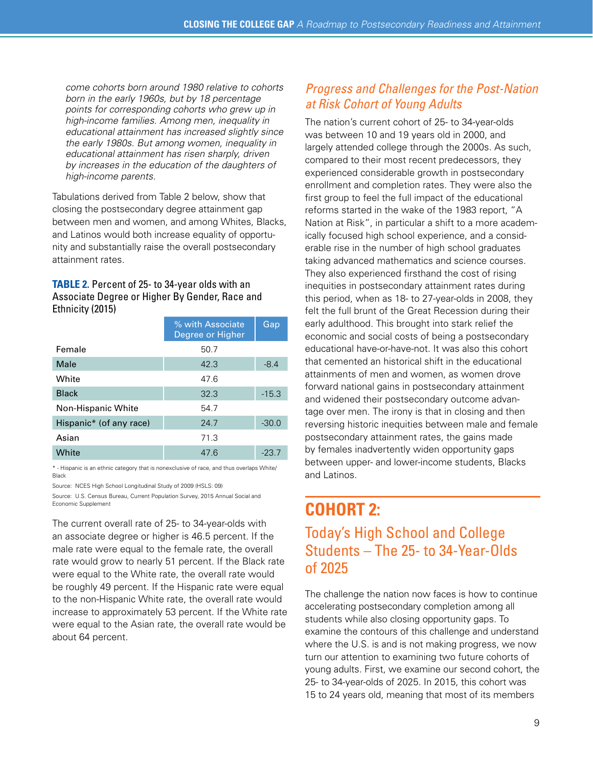*come cohorts born around 1980 relative to cohorts born in the early 1960s, but by 18 percentage points for corresponding cohorts who grew up in high-income families. Among men, inequality in educational attainment has increased slightly since the early 1980s. But among women, inequality in educational attainment has risen sharply, driven by increases in the education of the daughters of high-income parents.*

Tabulations derived from Table 2 below, show that closing the postsecondary degree attainment gap between men and women, and among Whites, Blacks, and Latinos would both increase equality of opportunity and substantially raise the overall postsecondary attainment rates.

**TABLE 2.** Percent of 25- to 34-year olds with an Associate Degree or Higher By Gender, Race and Ethnicity (2015)

| | % with Associate Degree or Higher | Gap |
|---|---|---|
| Female | 50.7 | |
| Male | 42.3 | -8.4 |
| White | 47.6 | |
| Black | 32.3 | -15.3 |
| Non-Hispanic White | 54.7 | |
| Hispanic* (of any race) | 24.7 | -30.0 |
| Asian | 71.3 | |
| White | 47.6 | -23.7 |

* - Hispanic is an ethnic category that is nonexclusive of race, and thus overlaps White/Black

Source: NCES High School Longitudinal Study of 2009 (HSLS: 09)

Source: U.S. Census Bureau, Current Population Survey, 2015 Annual Social and Economic Supplement

The current overall rate of 25- to 34-year-olds with an associate degree or higher is 46.5 percent. If the male rate were equal to the female rate, the overall rate would grow to nearly 51 percent. If the Black rate were equal to the White rate, the overall rate would be roughly 49 percent. If the Hispanic rate were equal to the non-Hispanic White rate, the overall rate would increase to approximately 53 percent. If the White rate were equal to the Asian rate, the overall rate would be about 64 percent.

### *Progress and Challenges for the Post-Nation at Risk Cohort of Young Adults*

The nation's current cohort of 25- to 34-year-olds was between 10 and 19 years old in 2000, and largely attended college through the 2000s. As such, compared to their most recent predecessors, they experienced considerable growth in postsecondary enrollment and completion rates. They were also the first group to feel the full impact of the educational reforms started in the wake of the 1983 report, "A Nation at Risk", in particular a shift to a more academically focused high school experience, and a considerable rise in the number of high school graduates taking advanced mathematics and science courses. They also experienced firsthand the cost of rising inequities in postsecondary attainment rates during this period, when as 18- to 27-year-olds in 2008, they felt the full brunt of the Great Recession during their early adulthood. This brought into stark relief the economic and social costs of being a postsecondary educational have-or-have-not. It was also this cohort that cemented an historical shift in the educational attainments of men and women, as women drove forward national gains in postsecondary attainment and widened their postsecondary outcome advantage over men. The irony is that in closing and then reversing historic inequities between male and female postsecondary attainment rates, the gains made by females inadvertently widen opportunity gaps between upper- and lower-income students, Blacks and Latinos.

## COHORT 2:

### Today's High School and College Students – The 25- to 34-Year-Olds of 2025

The challenge the nation now faces is how to continue accelerating postsecondary completion among all students while also closing opportunity gaps. To examine the contours of this challenge and understand where the U.S. is and is not making progress, we now turn our attention to examining two future cohorts of young adults. First, we examine our second cohort, the 25- to 34-year-olds of 2025. In 2015, this cohort was 15 to 24 years old, meaning that most of its members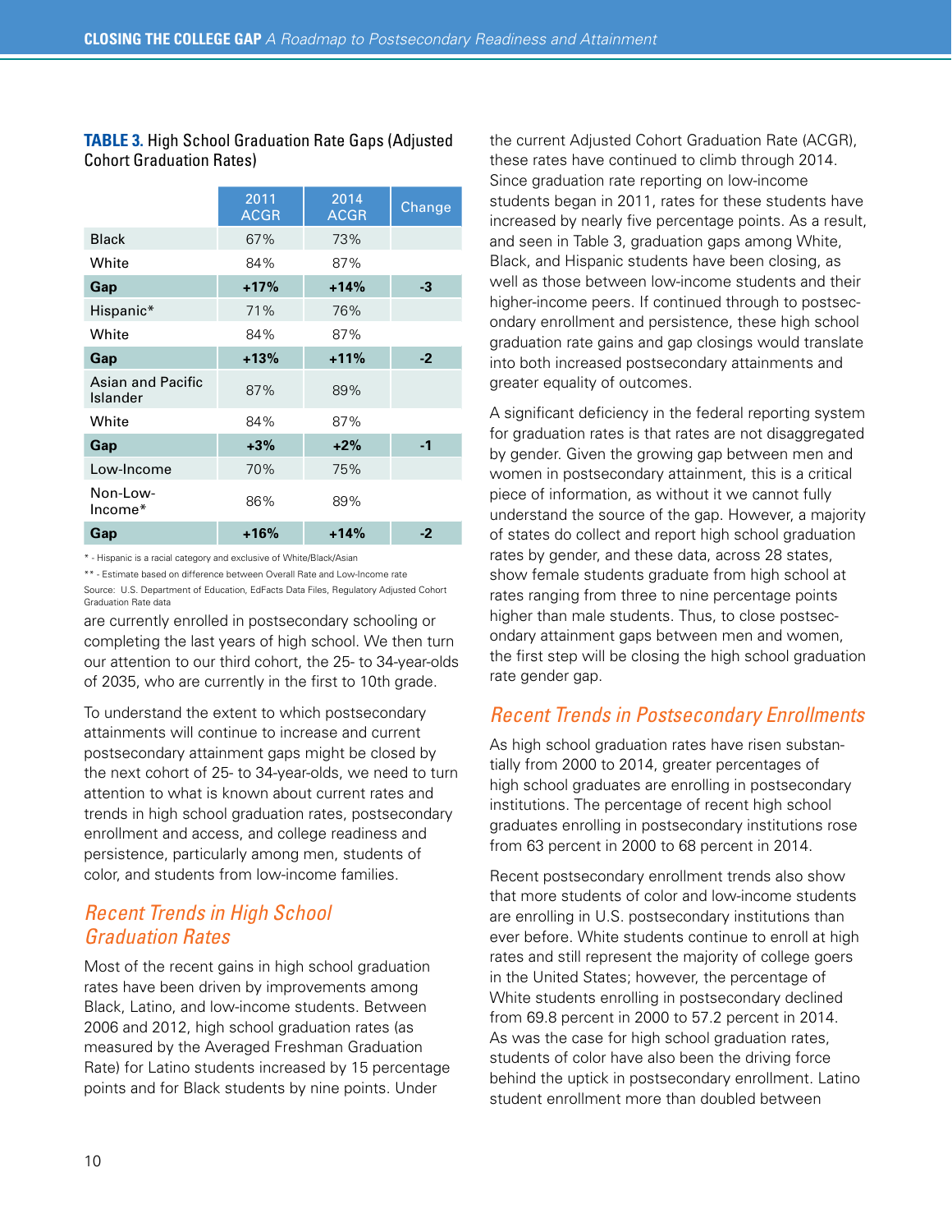**TABLE 3.** High School Graduation Rate Gaps (Adjusted Cohort Graduation Rates)

| | 2011 ACGR | 2014 ACGR | Change |
|---|---|---|---|
| Black | 67% | 73% | |
| White | 84% | 87% | |
| **Gap** | **+17%** | **+14%** | **-3** |
| Hispanic* | 71% | 76% | |
| White | 84% | 87% | |
| **Gap** | **+13%** | **+11%** | **-2** |
| Asian and Pacific Islander | 87% | 89% | |
| White | 84% | 87% | |
| **Gap** | **+3%** | **+2%** | **-1** |
| Low-Income | 70% | 75% | |
| Non-Low-Income* | 86% | 89% | |
| **Gap** | **+16%** | **+14%** | **-2** |

\* - Hispanic is a racial category and exclusive of White/Black/Asian

\*\* - Estimate based on difference between Overall Rate and Low-Income rate

Source: U.S. Department of Education, EdFacts Data Files, Regulatory Adjusted Cohort Graduation Rate data

are currently enrolled in postsecondary schooling or completing the last years of high school. We then turn our attention to our third cohort, the 25- to 34-year-olds of 2035, who are currently in the first to 10th grade.

To understand the extent to which postsecondary attainments will continue to increase and current postsecondary attainment gaps might be closed by the next cohort of 25- to 34-year-olds, we need to turn attention to what is known about current rates and trends in high school graduation rates, postsecondary enrollment and access, and college readiness and persistence, particularly among men, students of color, and students from low-income families.

## *Recent Trends in High School Graduation Rates*

Most of the recent gains in high school graduation rates have been driven by improvements among Black, Latino, and low-income students. Between 2006 and 2012, high school graduation rates (as measured by the Averaged Freshman Graduation Rate) for Latino students increased by 15 percentage points and for Black students by nine points. Under the current Adjusted Cohort Graduation Rate (ACGR), these rates have continued to climb through 2014. Since graduation rate reporting on low-income students began in 2011, rates for these students have increased by nearly five percentage points. As a result, and seen in Table 3, graduation gaps among White, Black, and Hispanic students have been closing, as well as those between low-income students and their higher-income peers. If continued through to postsecondary enrollment and persistence, these high school graduation rate gains and gap closings would translate into both increased postsecondary attainments and greater equality of outcomes.

A significant deficiency in the federal reporting system for graduation rates is that rates are not disaggregated by gender. Given the growing gap between men and women in postsecondary attainment, this is a critical piece of information, as without it we cannot fully understand the source of the gap. However, a majority of states do collect and report high school graduation rates by gender, and these data, across 28 states, show female students graduate from high school at rates ranging from three to nine percentage points higher than male students. Thus, to close postsecondary attainment gaps between men and women, the first step will be closing the high school graduation rate gender gap.

## *Recent Trends in Postsecondary Enrollments*

As high school graduation rates have risen substantially from 2000 to 2014, greater percentages of high school graduates are enrolling in postsecondary institutions. The percentage of recent high school graduates enrolling in postsecondary institutions rose from 63 percent in 2000 to 68 percent in 2014.

Recent postsecondary enrollment trends also show that more students of color and low-income students are enrolling in U.S. postsecondary institutions than ever before. White students continue to enroll at high rates and still represent the majority of college goers in the United States; however, the percentage of White students enrolling in postsecondary declined from 69.8 percent in 2000 to 57.2 percent in 2014. As was the case for high school graduation rates, students of color have also been the driving force behind the uptick in postsecondary enrollment. Latino student enrollment more than doubled between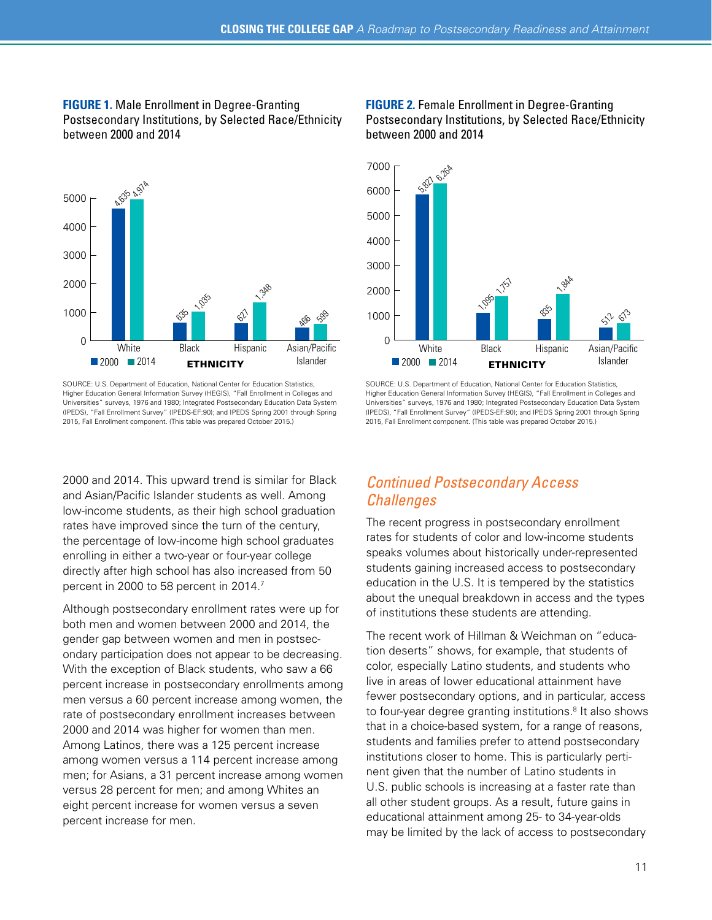**FIGURE 1.** Male Enrollment in Degree-Granting Postsecondary Institutions, by Selected Race/Ethnicity between 2000 and 2014

| Ethnicity | 2000 | 2014 |
|---|---|---|
| White | 4,635 | 4,974 |
| Black | 635 | 1,035 |
| Hispanic | 627 | 1,348 |
| Asian/Pacific Islander | 466 | 599 |

SOURCE: U.S. Department of Education, National Center for Education Statistics, Higher Education General Information Survey (HEGIS), "Fall Enrollment in Colleges and Universities" surveys, 1976 and 1980; Integrated Postsecondary Education Data System (IPEDS), "Fall Enrollment Survey" (IPEDS-EF:90); and IPEDS Spring 2001 through Spring 2015, Fall Enrollment component. (This table was prepared October 2015.)

**FIGURE 2.** Female Enrollment in Degree-Granting Postsecondary Institutions, by Selected Race/Ethnicity between 2000 and 2014

| Ethnicity | 2000 | 2014 |
|---|---|---|
| White | 5,827 | 6,264 |
| Black | 1,095 | 1,757 |
| Hispanic | 835 | 1,844 |
| Asian/Pacific Islander | 512 | 673 |

SOURCE: U.S. Department of Education, National Center for Education Statistics, Higher Education General Information Survey (HEGIS), "Fall Enrollment in Colleges and Universities" surveys, 1976 and 1980; Integrated Postsecondary Education Data System (IPEDS), "Fall Enrollment Survey" (IPEDS-EF:90); and IPEDS Spring 2001 through Spring 2015, Fall Enrollment component. (This table was prepared October 2015.)

2000 and 2014. This upward trend is similar for Black and Asian/Pacific Islander students as well. Among low-income students, as their high school graduation rates have improved since the turn of the century, the percentage of low-income high school graduates enrolling in either a two-year or four-year college directly after high school has also increased from 50 percent in 2000 to 58 percent in 2014.[7]

Although postsecondary enrollment rates were up for both men and women between 2000 and 2014, the gender gap between women and men in postsecondary participation does not appear to be decreasing. With the exception of Black students, who saw a 66 percent increase in postsecondary enrollments among men versus a 60 percent increase among women, the rate of postsecondary enrollment increases between 2000 and 2014 was higher for women than men. Among Latinos, there was a 125 percent increase among women versus a 114 percent increase among men; for Asians, a 31 percent increase among women versus 28 percent for men; and among Whites an eight percent increase for women versus a seven percent increase for men.

## *Continued Postsecondary Access Challenges*

The recent progress in postsecondary enrollment rates for students of color and low-income students speaks volumes about historically under-represented students gaining increased access to postsecondary education in the U.S. It is tempered by the statistics about the unequal breakdown in access and the types of institutions these students are attending.

The recent work of Hillman & Weichman on "education deserts" shows, for example, that students of color, especially Latino students, and students who live in areas of lower educational attainment have fewer postsecondary options, and in particular, access to four-year degree granting institutions.[8] It also shows that in a choice-based system, for a range of reasons, students and families prefer to attend postsecondary institutions closer to home. This is particularly pertinent given that the number of Latino students in U.S. public schools is increasing at a faster rate than all other student groups. As a result, future gains in educational attainment among 25- to 34-year-olds may be limited by the lack of access to postsecondary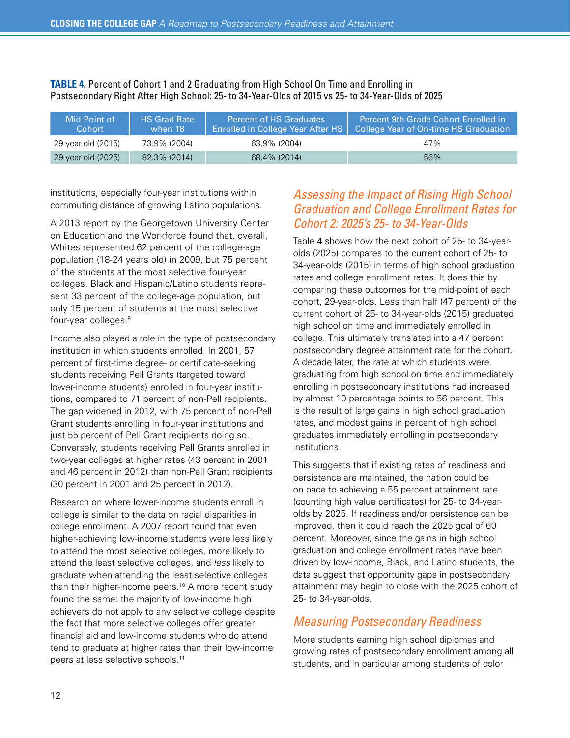**TABLE 4.** Percent of Cohort 1 and 2 Graduating from High School On Time and Enrolling in Postsecondary Right After High School: 25- to 34-Year-Olds of 2015 vs 25- to 34-Year-Olds of 2025

| Mid-Point of Cohort | HS Grad Rate when 18 | Percent of HS Graduates Enrolled in College Year After HS | Percent 9th Grade Cohort Enrolled in College Year of On-time HS Graduation |
|---|---|---|---|
| 29-year-old (2015) | 73.9% (2004) | 63.9% (2004) | 47% |
| 29-year-old (2025) | 82.3% (2014) | 68.4% (2014) | 56% |

institutions, especially four-year institutions within commuting distance of growing Latino populations.

A 2013 report by the Georgetown University Center on Education and the Workforce found that, overall, Whites represented 62 percent of the college-age population (18-24 years old) in 2009, but 75 percent of the students at the most selective four-year colleges. Black and Hispanic/Latino students represent 33 percent of the college-age population, but only 15 percent of students at the most selective four-year colleges.[9]

Income also played a role in the type of postsecondary institution in which students enrolled. In 2001, 57 percent of first-time degree- or certificate-seeking students receiving Pell Grants (targeted toward lower-income students) enrolled in four-year institutions, compared to 71 percent of non-Pell recipients. The gap widened in 2012, with 75 percent of non-Pell Grant students enrolling in four-year institutions and just 55 percent of Pell Grant recipients doing so. Conversely, students receiving Pell Grants enrolled in two-year colleges at higher rates (43 percent in 2001 and 46 percent in 2012) than non-Pell Grant recipients (30 percent in 2001 and 25 percent in 2012).

Research on where lower-income students enroll in college is similar to the data on racial disparities in college enrollment. A 2007 report found that even higher-achieving low-income students were less likely to attend the most selective colleges, more likely to attend the least selective colleges, and *less* likely to graduate when attending the least selective colleges than their higher-income peers.[10] A more recent study found the same: the majority of low-income high achievers do not apply to any selective college despite the fact that more selective colleges offer greater financial aid and low-income students who do attend tend to graduate at higher rates than their low-income peers at less selective schools.[11]

## *Assessing the Impact of Rising High School Graduation and College Enrollment Rates for Cohort 2: 2025's 25- to 34-Year-Olds*

Table 4 shows how the next cohort of 25- to 34-year-olds (2025) compares to the current cohort of 25- to 34-year-olds (2015) in terms of high school graduation rates and college enrollment rates. It does this by comparing these outcomes for the mid-point of each cohort, 29-year-olds. Less than half (47 percent) of the current cohort of 25- to 34-year-olds (2015) graduated high school on time and immediately enrolled in college. This ultimately translated into a 47 percent postsecondary degree attainment rate for the cohort. A decade later, the rate at which students were graduating from high school on time and immediately enrolling in postsecondary institutions had increased by almost 10 percentage points to 56 percent. This is the result of large gains in high school graduation rates, and modest gains in percent of high school graduates immediately enrolling in postsecondary institutions.

This suggests that if existing rates of readiness and persistence are maintained, the nation could be on pace to achieving a 55 percent attainment rate (counting high value certificates) for 25- to 34-year-olds by 2025. If readiness and/or persistence can be improved, then it could reach the 2025 goal of 60 percent. Moreover, since the gains in high school graduation and college enrollment rates have been driven by low-income, Black, and Latino students, the data suggest that opportunity gaps in postsecondary attainment may begin to close with the 2025 cohort of 25- to 34-year-olds.

## *Measuring Postsecondary Readiness*

More students earning high school diplomas and growing rates of postsecondary enrollment among all students, and in particular among students of color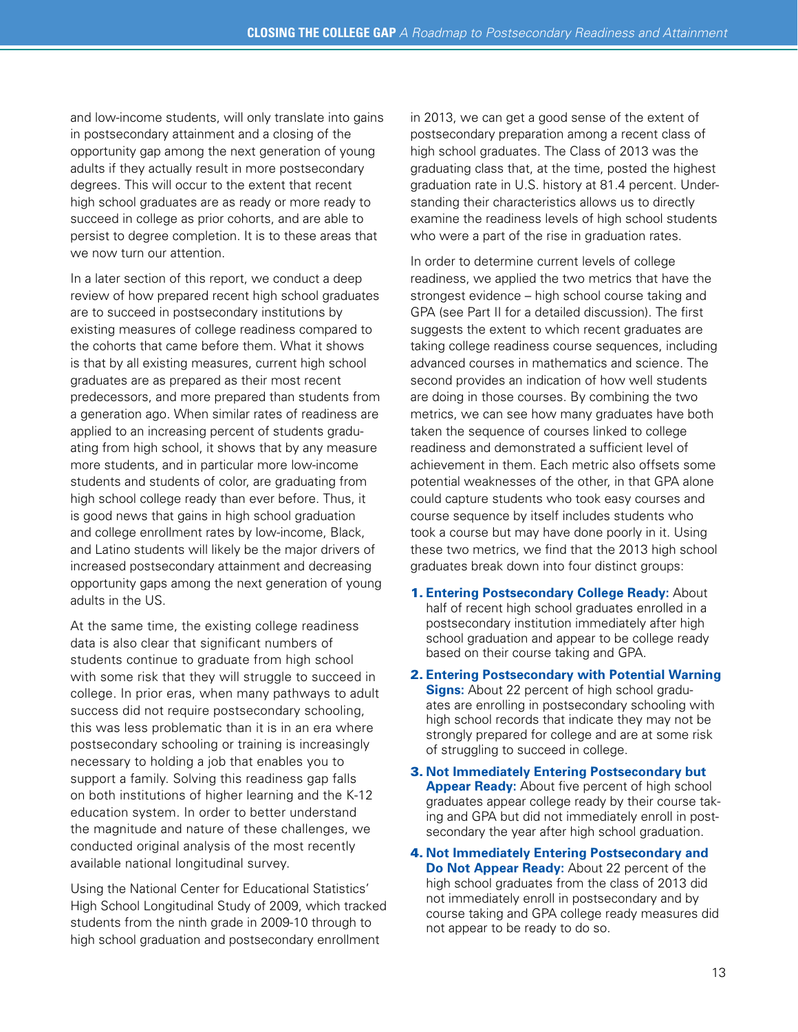and low-income students, will only translate into gains in postsecondary attainment and a closing of the opportunity gap among the next generation of young adults if they actually result in more postsecondary degrees. This will occur to the extent that recent high school graduates are as ready or more ready to succeed in college as prior cohorts, and are able to persist to degree completion. It is to these areas that we now turn our attention.

In a later section of this report, we conduct a deep review of how prepared recent high school graduates are to succeed in postsecondary institutions by existing measures of college readiness compared to the cohorts that came before them. What it shows is that by all existing measures, current high school graduates are as prepared as their most recent predecessors, and more prepared than students from a generation ago. When similar rates of readiness are applied to an increasing percent of students graduating from high school, it shows that by any measure more students, and in particular more low-income students and students of color, are graduating from high school college ready than ever before. Thus, it is good news that gains in high school graduation and college enrollment rates by low-income, Black, and Latino students will likely be the major drivers of increased postsecondary attainment and decreasing opportunity gaps among the next generation of young adults in the US.

At the same time, the existing college readiness data is also clear that significant numbers of students continue to graduate from high school with some risk that they will struggle to succeed in college. In prior eras, when many pathways to adult success did not require postsecondary schooling, this was less problematic than it is in an era where postsecondary schooling or training is increasingly necessary to holding a job that enables you to support a family. Solving this readiness gap falls on both institutions of higher learning and the K-12 education system. In order to better understand the magnitude and nature of these challenges, we conducted original analysis of the most recently available national longitudinal survey.

Using the National Center for Educational Statistics' High School Longitudinal Study of 2009, which tracked students from the ninth grade in 2009-10 through to high school graduation and postsecondary enrollment in 2013, we can get a good sense of the extent of postsecondary preparation among a recent class of high school graduates. The Class of 2013 was the graduating class that, at the time, posted the highest graduation rate in U.S. history at 81.4 percent. Understanding their characteristics allows us to directly examine the readiness levels of high school students who were a part of the rise in graduation rates.

In order to determine current levels of college readiness, we applied the two metrics that have the strongest evidence – high school course taking and GPA (see Part II for a detailed discussion). The first suggests the extent to which recent graduates are taking college readiness course sequences, including advanced courses in mathematics and science. The second provides an indication of how well students are doing in those courses. By combining the two metrics, we can see how many graduates have both taken the sequence of courses linked to college readiness and demonstrated a sufficient level of achievement in them. Each metric also offsets some potential weaknesses of the other, in that GPA alone could capture students who took easy courses and course sequence by itself includes students who took a course but may have done poorly in it. Using these two metrics, we find that the 2013 high school graduates break down into four distinct groups:

1. **Entering Postsecondary College Ready:** About half of recent high school graduates enrolled in a postsecondary institution immediately after high school graduation and appear to be college ready based on their course taking and GPA.
2. **Entering Postsecondary with Potential Warning Signs:** About 22 percent of high school graduates are enrolling in postsecondary schooling with high school records that indicate they may not be strongly prepared for college and are at some risk of struggling to succeed in college.
3. **Not Immediately Entering Postsecondary but Appear Ready:** About five percent of high school graduates appear college ready by their course taking and GPA but did not immediately enroll in postsecondary the year after high school graduation.
4. **Not Immediately Entering Postsecondary and Do Not Appear Ready:** About 22 percent of the high school graduates from the class of 2013 did not immediately enroll in postsecondary and by course taking and GPA college ready measures did not appear to be ready to do so.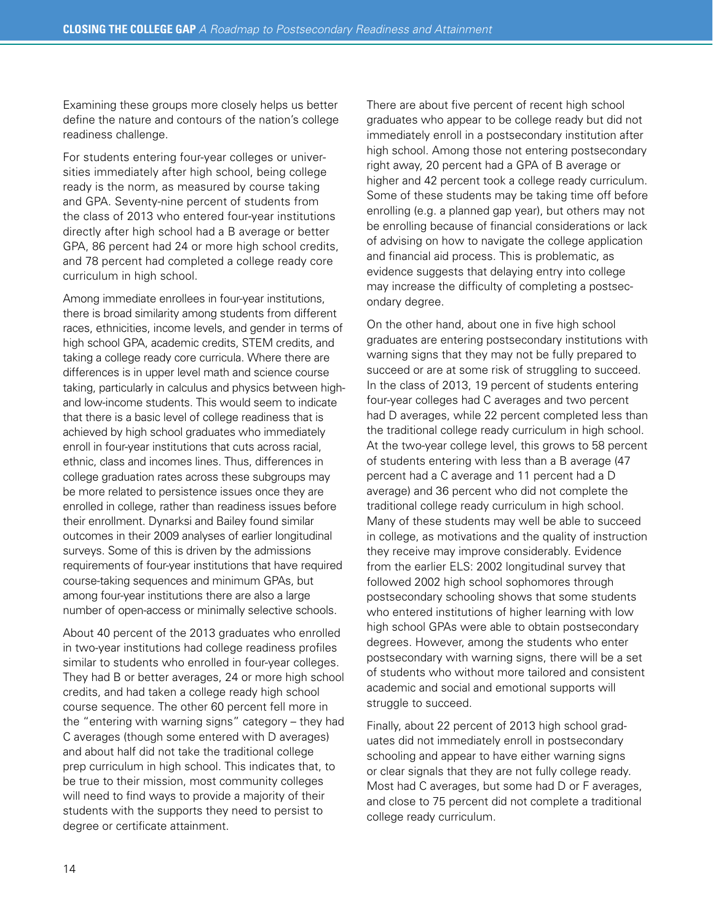Examining these groups more closely helps us better define the nature and contours of the nation's college readiness challenge.

For students entering four-year colleges or universities immediately after high school, being college ready is the norm, as measured by course taking and GPA. Seventy-nine percent of students from the class of 2013 who entered four-year institutions directly after high school had a B average or better GPA, 86 percent had 24 or more high school credits, and 78 percent had completed a college ready core curriculum in high school.

Among immediate enrollees in four-year institutions, there is broad similarity among students from different races, ethnicities, income levels, and gender in terms of high school GPA, academic credits, STEM credits, and taking a college ready core curricula. Where there are differences is in upper level math and science course taking, particularly in calculus and physics between high- and low-income students. This would seem to indicate that there is a basic level of college readiness that is achieved by high school graduates who immediately enroll in four-year institutions that cuts across racial, ethnic, class and incomes lines. Thus, differences in college graduation rates across these subgroups may be more related to persistence issues once they are enrolled in college, rather than readiness issues before their enrollment. Dynarksi and Bailey found similar outcomes in their 2009 analyses of earlier longitudinal surveys. Some of this is driven by the admissions requirements of four-year institutions that have required course-taking sequences and minimum GPAs, but among four-year institutions there are also a large number of open-access or minimally selective schools.

About 40 percent of the 2013 graduates who enrolled in two-year institutions had college readiness profiles similar to students who enrolled in four-year colleges. They had B or better averages, 24 or more high school credits, and had taken a college ready high school course sequence. The other 60 percent fell more in the "entering with warning signs" category – they had C averages (though some entered with D averages) and about half did not take the traditional college prep curriculum in high school. This indicates that, to be true to their mission, most community colleges will need to find ways to provide a majority of their students with the supports they need to persist to degree or certificate attainment.

There are about five percent of recent high school graduates who appear to be college ready but did not immediately enroll in a postsecondary institution after high school. Among those not entering postsecondary right away, 20 percent had a GPA of B average or higher and 42 percent took a college ready curriculum. Some of these students may be taking time off before enrolling (e.g. a planned gap year), but others may not be enrolling because of financial considerations or lack of advising on how to navigate the college application and financial aid process. This is problematic, as evidence suggests that delaying entry into college may increase the difficulty of completing a postsecondary degree.

On the other hand, about one in five high school graduates are entering postsecondary institutions with warning signs that they may not be fully prepared to succeed or are at some risk of struggling to succeed. In the class of 2013, 19 percent of students entering four-year colleges had C averages and two percent had D averages, while 22 percent completed less than the traditional college ready curriculum in high school. At the two-year college level, this grows to 58 percent of students entering with less than a B average (47 percent had a C average and 11 percent had a D average) and 36 percent who did not complete the traditional college ready curriculum in high school. Many of these students may well be able to succeed in college, as motivations and the quality of instruction they receive may improve considerably. Evidence from the earlier ELS: 2002 longitudinal survey that followed 2002 high school sophomores through postsecondary schooling shows that some students who entered institutions of higher learning with low high school GPAs were able to obtain postsecondary degrees. However, among the students who enter postsecondary with warning signs, there will be a set of students who without more tailored and consistent academic and social and emotional supports will struggle to succeed.

Finally, about 22 percent of 2013 high school graduates did not immediately enroll in postsecondary schooling and appear to have either warning signs or clear signals that they are not fully college ready. Most had C averages, but some had D or F averages, and close to 75 percent did not complete a traditional college ready curriculum.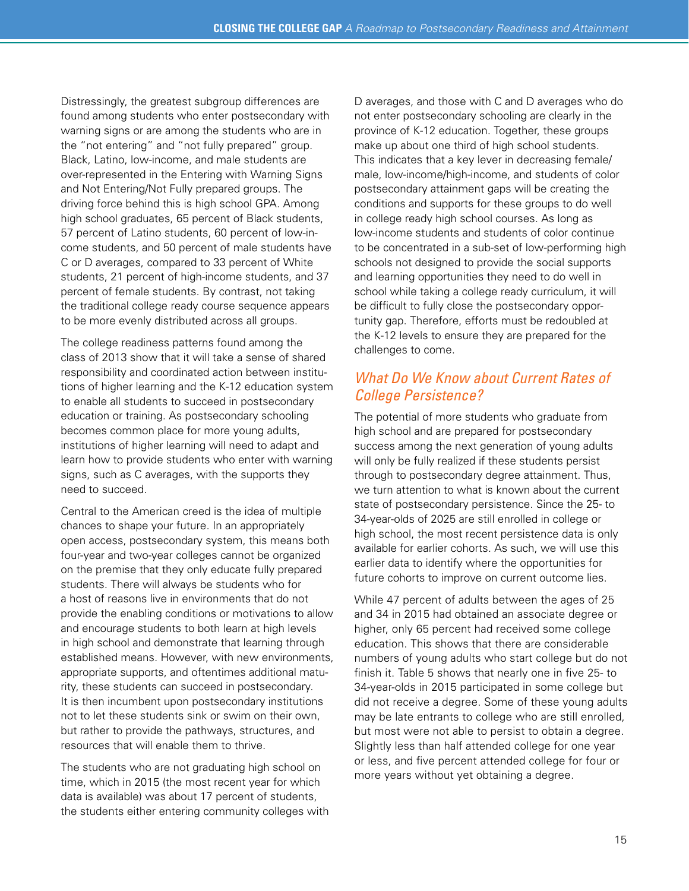Distressingly, the greatest subgroup differences are found among students who enter postsecondary with warning signs or are among the students who are in the "not entering" and "not fully prepared" group. Black, Latino, low-income, and male students are over-represented in the Entering with Warning Signs and Not Entering/Not Fully prepared groups. The driving force behind this is high school GPA. Among high school graduates, 65 percent of Black students, 57 percent of Latino students, 60 percent of low-income students, and 50 percent of male students have C or D averages, compared to 33 percent of White students, 21 percent of high-income students, and 37 percent of female students. By contrast, not taking the traditional college ready course sequence appears to be more evenly distributed across all groups.

The college readiness patterns found among the class of 2013 show that it will take a sense of shared responsibility and coordinated action between institutions of higher learning and the K-12 education system to enable all students to succeed in postsecondary education or training. As postsecondary schooling becomes common place for more young adults, institutions of higher learning will need to adapt and learn how to provide students who enter with warning signs, such as C averages, with the supports they need to succeed.

Central to the American creed is the idea of multiple chances to shape your future. In an appropriately open access, postsecondary system, this means both four-year and two-year colleges cannot be organized on the premise that they only educate fully prepared students. There will always be students who for a host of reasons live in environments that do not provide the enabling conditions or motivations to allow and encourage students to both learn at high levels in high school and demonstrate that learning through established means. However, with new environments, appropriate supports, and oftentimes additional maturity, these students can succeed in postsecondary. It is then incumbent upon postsecondary institutions not to let these students sink or swim on their own, but rather to provide the pathways, structures, and resources that will enable them to thrive.

The students who are not graduating high school on time, which in 2015 (the most recent year for which data is available) was about 17 percent of students, the students either entering community colleges with D averages, and those with C and D averages who do not enter postsecondary schooling are clearly in the province of K-12 education. Together, these groups make up about one third of high school students. This indicates that a key lever in decreasing female/male, low-income/high-income, and students of color postsecondary attainment gaps will be creating the conditions and supports for these groups to do well in college ready high school courses. As long as low-income students and students of color continue to be concentrated in a sub-set of low-performing high schools not designed to provide the social supports and learning opportunities they need to do well in school while taking a college ready curriculum, it will be difficult to fully close the postsecondary opportunity gap. Therefore, efforts must be redoubled at the K-12 levels to ensure they are prepared for the challenges to come.

## *What Do We Know about Current Rates of College Persistence?*

The potential of more students who graduate from high school and are prepared for postsecondary success among the next generation of young adults will only be fully realized if these students persist through to postsecondary degree attainment. Thus, we turn attention to what is known about the current state of postsecondary persistence. Since the 25- to 34-year-olds of 2025 are still enrolled in college or high school, the most recent persistence data is only available for earlier cohorts. As such, we will use this earlier data to identify where the opportunities for future cohorts to improve on current outcome lies.

While 47 percent of adults between the ages of 25 and 34 in 2015 had obtained an associate degree or higher, only 65 percent had received some college education. This shows that there are considerable numbers of young adults who start college but do not finish it. Table 5 shows that nearly one in five 25- to 34-year-olds in 2015 participated in some college but did not receive a degree. Some of these young adults may be late entrants to college who are still enrolled, but most were not able to persist to obtain a degree. Slightly less than half attended college for one year or less, and five percent attended college for four or more years without yet obtaining a degree.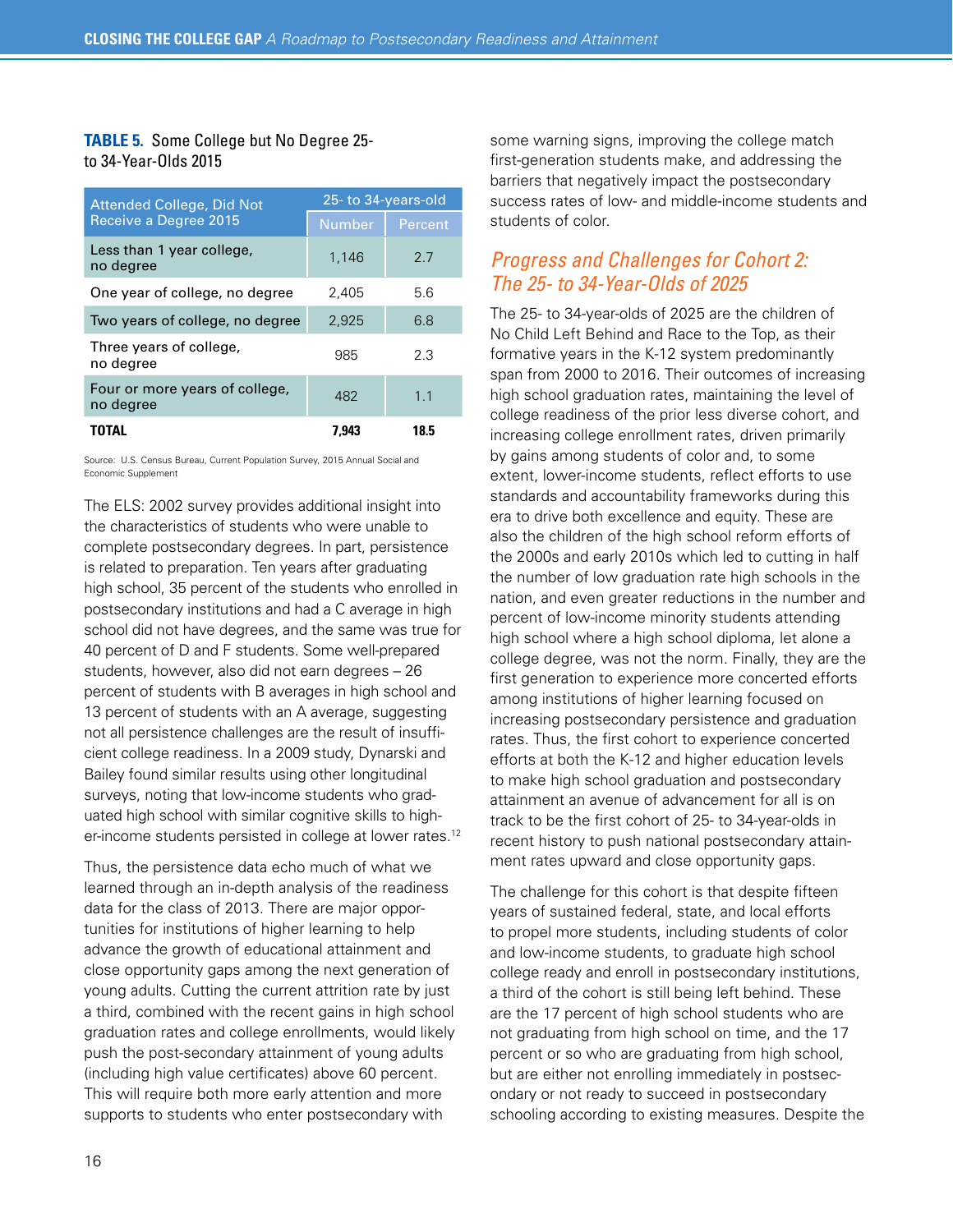**TABLE 5.** Some College but No Degree 25- to 34-Year-Olds 2015

| Attended College, Did Not Receive a Degree 2015 | 25- to 34-years-old | |
|---|---|---|
| | Number | Percent |
| Less than 1 year college, no degree | 1,146 | 2.7 |
| One year of college, no degree | 2,405 | 5.6 |
| Two years of college, no degree | 2,925 | 6.8 |
| Three years of college, no degree | 985 | 2.3 |
| Four or more years of college, no degree | 482 | 1.1 |
| **TOTAL** | **7,943** | **18.5** |

Source: U.S. Census Bureau, Current Population Survey, 2015 Annual Social and Economic Supplement

The ELS: 2002 survey provides additional insight into the characteristics of students who were unable to complete postsecondary degrees. In part, persistence is related to preparation. Ten years after graduating high school, 35 percent of the students who enrolled in postsecondary institutions and had a C average in high school did not have degrees, and the same was true for 40 percent of D and F students. Some well-prepared students, however, also did not earn degrees – 26 percent of students with B averages in high school and 13 percent of students with an A average, suggesting not all persistence challenges are the result of insufficient college readiness. In a 2009 study, Dynarski and Bailey found similar results using other longitudinal surveys, noting that low-income students who graduated high school with similar cognitive skills to higher-income students persisted in college at lower rates.[12]

Thus, the persistence data echo much of what we learned through an in-depth analysis of the readiness data for the class of 2013. There are major opportunities for institutions of higher learning to help advance the growth of educational attainment and close opportunity gaps among the next generation of young adults. Cutting the current attrition rate by just a third, combined with the recent gains in high school graduation rates and college enrollments, would likely push the post-secondary attainment of young adults (including high value certificates) above 60 percent. This will require both more early attention and more supports to students who enter postsecondary with some warning signs, improving the college match first-generation students make, and addressing the barriers that negatively impact the postsecondary success rates of low- and middle-income students and students of color.

## *Progress and Challenges for Cohort 2: The 25- to 34-Year-Olds of 2025*

The 25- to 34-year-olds of 2025 are the children of No Child Left Behind and Race to the Top, as their formative years in the K-12 system predominantly span from 2000 to 2016. Their outcomes of increasing high school graduation rates, maintaining the level of college readiness of the prior less diverse cohort, and increasing college enrollment rates, driven primarily by gains among students of color and, to some extent, lower-income students, reflect efforts to use standards and accountability frameworks during this era to drive both excellence and equity. These are also the children of the high school reform efforts of the 2000s and early 2010s which led to cutting in half the number of low graduation rate high schools in the nation, and even greater reductions in the number and percent of low-income minority students attending high school where a high school diploma, let alone a college degree, was not the norm. Finally, they are the first generation to experience more concerted efforts among institutions of higher learning focused on increasing postsecondary persistence and graduation rates. Thus, the first cohort to experience concerted efforts at both the K-12 and higher education levels to make high school graduation and postsecondary attainment an avenue of advancement for all is on track to be the first cohort of 25- to 34-year-olds in recent history to push national postsecondary attainment rates upward and close opportunity gaps.

The challenge for this cohort is that despite fifteen years of sustained federal, state, and local efforts to propel more students, including students of color and low-income students, to graduate high school college ready and enroll in postsecondary institutions, a third of the cohort is still being left behind. These are the 17 percent of high school students who are not graduating from high school on time, and the 17 percent or so who are graduating from high school, but are either not enrolling immediately in postsecondary or not ready to succeed in postsecondary schooling according to existing measures. Despite the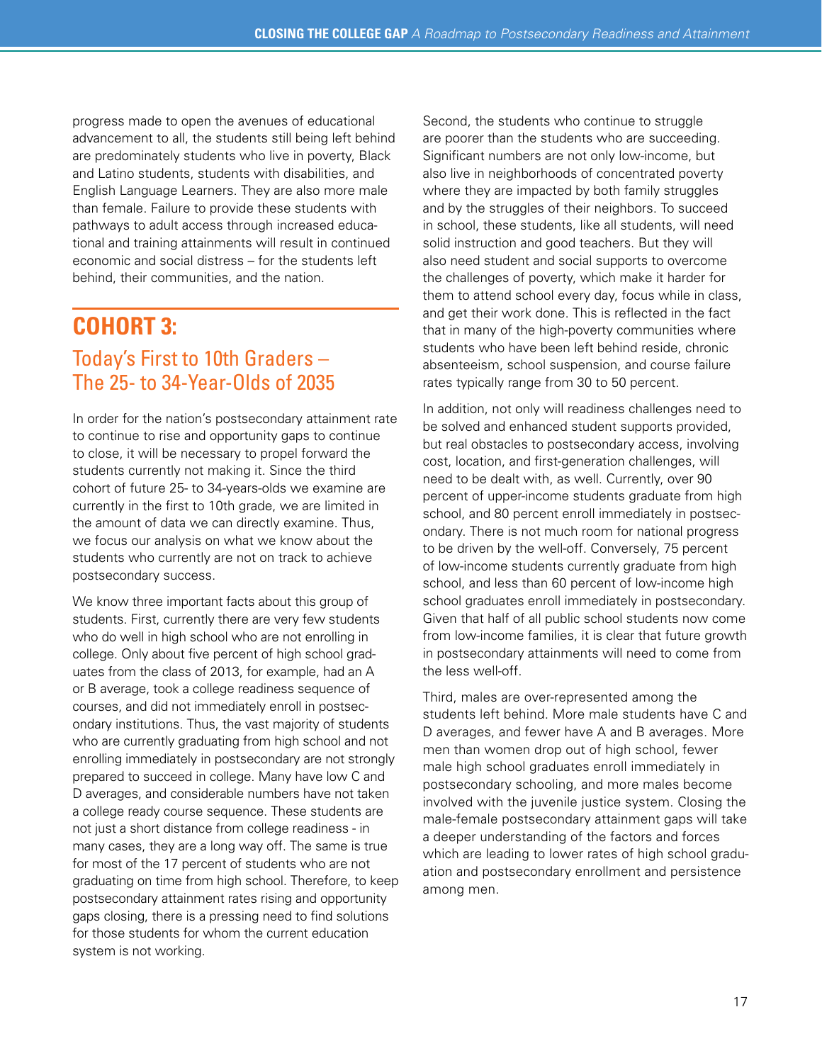progress made to open the avenues of educational advancement to all, the students still being left behind are predominately students who live in poverty, Black and Latino students, students with disabilities, and English Language Learners. They are also more male than female. Failure to provide these students with pathways to adult access through increased educational and training attainments will result in continued economic and social distress – for the students left behind, their communities, and the nation.

## COHORT 3:

### Today's First to 10th Graders – The 25- to 34-Year-Olds of 2035

In order for the nation's postsecondary attainment rate to continue to rise and opportunity gaps to continue to close, it will be necessary to propel forward the students currently not making it. Since the third cohort of future 25- to 34-years-olds we examine are currently in the first to 10th grade, we are limited in the amount of data we can directly examine. Thus, we focus our analysis on what we know about the students who currently are not on track to achieve postsecondary success.

We know three important facts about this group of students. First, currently there are very few students who do well in high school who are not enrolling in college. Only about five percent of high school graduates from the class of 2013, for example, had an A or B average, took a college readiness sequence of courses, and did not immediately enroll in postsecondary institutions. Thus, the vast majority of students who are currently graduating from high school and not enrolling immediately in postsecondary are not strongly prepared to succeed in college. Many have low C and D averages, and considerable numbers have not taken a college ready course sequence. These students are not just a short distance from college readiness - in many cases, they are a long way off. The same is true for most of the 17 percent of students who are not graduating on time from high school. Therefore, to keep postsecondary attainment rates rising and opportunity gaps closing, there is a pressing need to find solutions for those students for whom the current education system is not working.

Second, the students who continue to struggle are poorer than the students who are succeeding. Significant numbers are not only low-income, but also live in neighborhoods of concentrated poverty where they are impacted by both family struggles and by the struggles of their neighbors. To succeed in school, these students, like all students, will need solid instruction and good teachers. But they will also need student and social supports to overcome the challenges of poverty, which make it harder for them to attend school every day, focus while in class, and get their work done. This is reflected in the fact that in many of the high-poverty communities where students who have been left behind reside, chronic absenteeism, school suspension, and course failure rates typically range from 30 to 50 percent.

In addition, not only will readiness challenges need to be solved and enhanced student supports provided, but real obstacles to postsecondary access, involving cost, location, and first-generation challenges, will need to be dealt with, as well. Currently, over 90 percent of upper-income students graduate from high school, and 80 percent enroll immediately in postsecondary. There is not much room for national progress to be driven by the well-off. Conversely, 75 percent of low-income students currently graduate from high school, and less than 60 percent of low-income high school graduates enroll immediately in postsecondary. Given that half of all public school students now come from low-income families, it is clear that future growth in postsecondary attainments will need to come from the less well-off.

Third, males are over-represented among the students left behind. More male students have C and D averages, and fewer have A and B averages. More men than women drop out of high school, fewer male high school graduates enroll immediately in postsecondary schooling, and more males become involved with the juvenile justice system. Closing the male-female postsecondary attainment gaps will take a deeper understanding of the factors and forces which are leading to lower rates of high school graduation and postsecondary enrollment and persistence among men.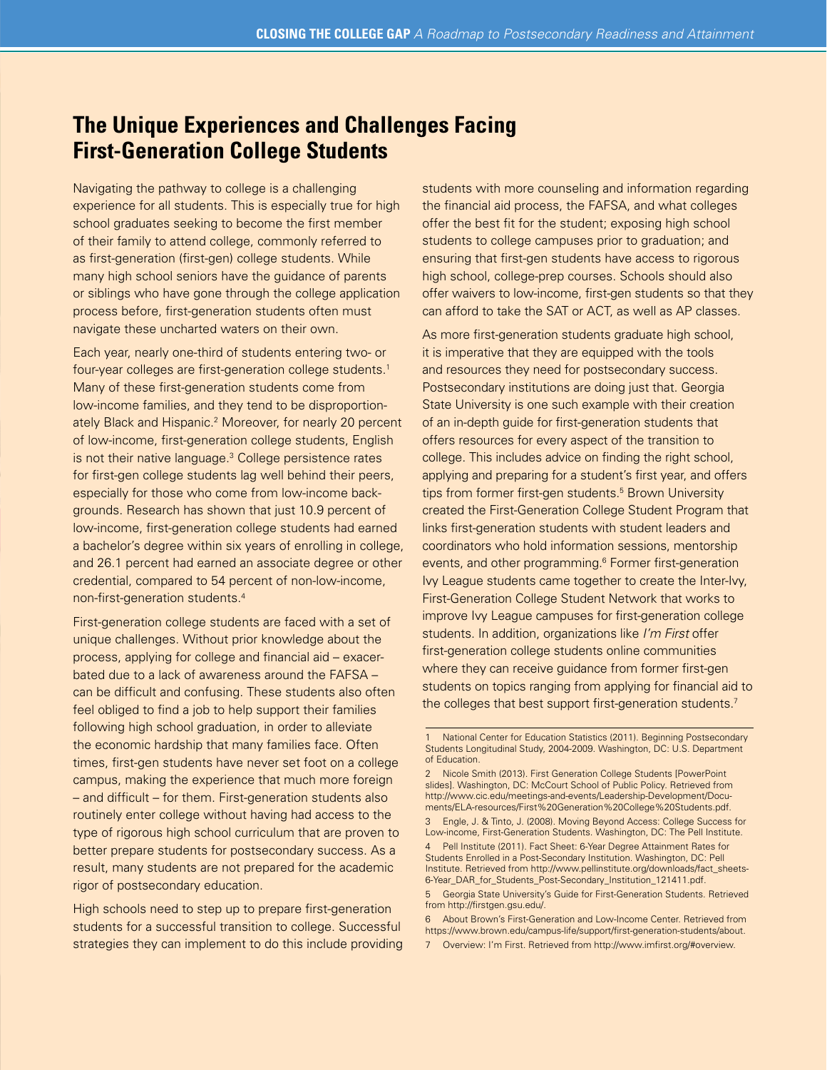## The Unique Experiences and Challenges Facing First-Generation College Students

Navigating the pathway to college is a challenging experience for all students. This is especially true for high school graduates seeking to become the first member of their family to attend college, commonly referred to as first-generation (first-gen) college students. While many high school seniors have the guidance of parents or siblings who have gone through the college application process before, first-generation students often must navigate these uncharted waters on their own.

Each year, nearly one-third of students entering two- or four-year colleges are first-generation college students.[1] Many of these first-generation students come from low-income families, and they tend to be disproportionately Black and Hispanic.[2] Moreover, for nearly 20 percent of low-income, first-generation college students, English is not their native language.[3] College persistence rates for first-gen college students lag well behind their peers, especially for those who come from low-income backgrounds. Research has shown that just 10.9 percent of low-income, first-generation college students had earned a bachelor's degree within six years of enrolling in college, and 26.1 percent had earned an associate degree or other credential, compared to 54 percent of non-low-income, non-first-generation students.[4]

First-generation college students are faced with a set of unique challenges. Without prior knowledge about the process, applying for college and financial aid – exacerbated due to a lack of awareness around the FAFSA – can be difficult and confusing. These students also often feel obliged to find a job to help support their families following high school graduation, in order to alleviate the economic hardship that many families face. Often times, first-gen students have never set foot on a college campus, making the experience that much more foreign – and difficult – for them. First-generation students also routinely enter college without having had access to the type of rigorous high school curriculum that are proven to better prepare students for postsecondary success. As a result, many students are not prepared for the academic rigor of postsecondary education.

High schools need to step up to prepare first-generation students for a successful transition to college. Successful strategies they can implement to do this include providing students with more counseling and information regarding the financial aid process, the FAFSA, and what colleges offer the best fit for the student; exposing high school students to college campuses prior to graduation; and ensuring that first-gen students have access to rigorous high school, college-prep courses. Schools should also offer waivers to low-income, first-gen students so that they can afford to take the SAT or ACT, as well as AP classes.

As more first-generation students graduate high school, it is imperative that they are equipped with the tools and resources they need for postsecondary success. Postsecondary institutions are doing just that. Georgia State University is one such example with their creation of an in-depth guide for first-generation students that offers resources for every aspect of the transition to college. This includes advice on finding the right school, applying and preparing for a student's first year, and offers tips from former first-gen students.[5] Brown University created the First-Generation College Student Program that links first-generation students with student leaders and coordinators who hold information sessions, mentorship events, and other programming.[6] Former first-generation Ivy League students came together to create the Inter-Ivy, First-Generation College Student Network that works to improve Ivy League campuses for first-generation college students. In addition, organizations like *I'm First* offer first-generation college students online communities where they can receive guidance from former first-gen students on topics ranging from applying for financial aid to the colleges that best support first-generation students.[7]

---

1 National Center for Education Statistics (2011). Beginning Postsecondary Students Longitudinal Study, 2004-2009. Washington, DC: U.S. Department of Education.

2 Nicole Smith (2013). First Generation College Students [PowerPoint slides]. Washington, DC: McCourt School of Public Policy. Retrieved from http://www.cic.edu/meetings-and-events/Leadership-Development/Documents/ELA-resources/First%20Generation%20College%20Students.pdf.

3 Engle, J. & Tinto, J. (2008). Moving Beyond Access: College Success for Low-income, First-Generation Students. Washington, DC: The Pell Institute.

4 Pell Institute (2011). Fact Sheet: 6-Year Degree Attainment Rates for Students Enrolled in a Post-Secondary Institution. Washington, DC: Pell Institute. Retrieved from http://www.pellinstitute.org/downloads/fact_sheets-6-Year_DAR_for_Students_Post-Secondary_Institution_121411.pdf.

5 Georgia State University's Guide for First-Generation Students. Retrieved from http://firstgen.gsu.edu/.

6 About Brown's First-Generation and Low-Income Center. Retrieved from https://www.brown.edu/campus-life/support/first-generation-students/about.

7 Overview: I'm First. Retrieved from http://www.imfirst.org/#overview.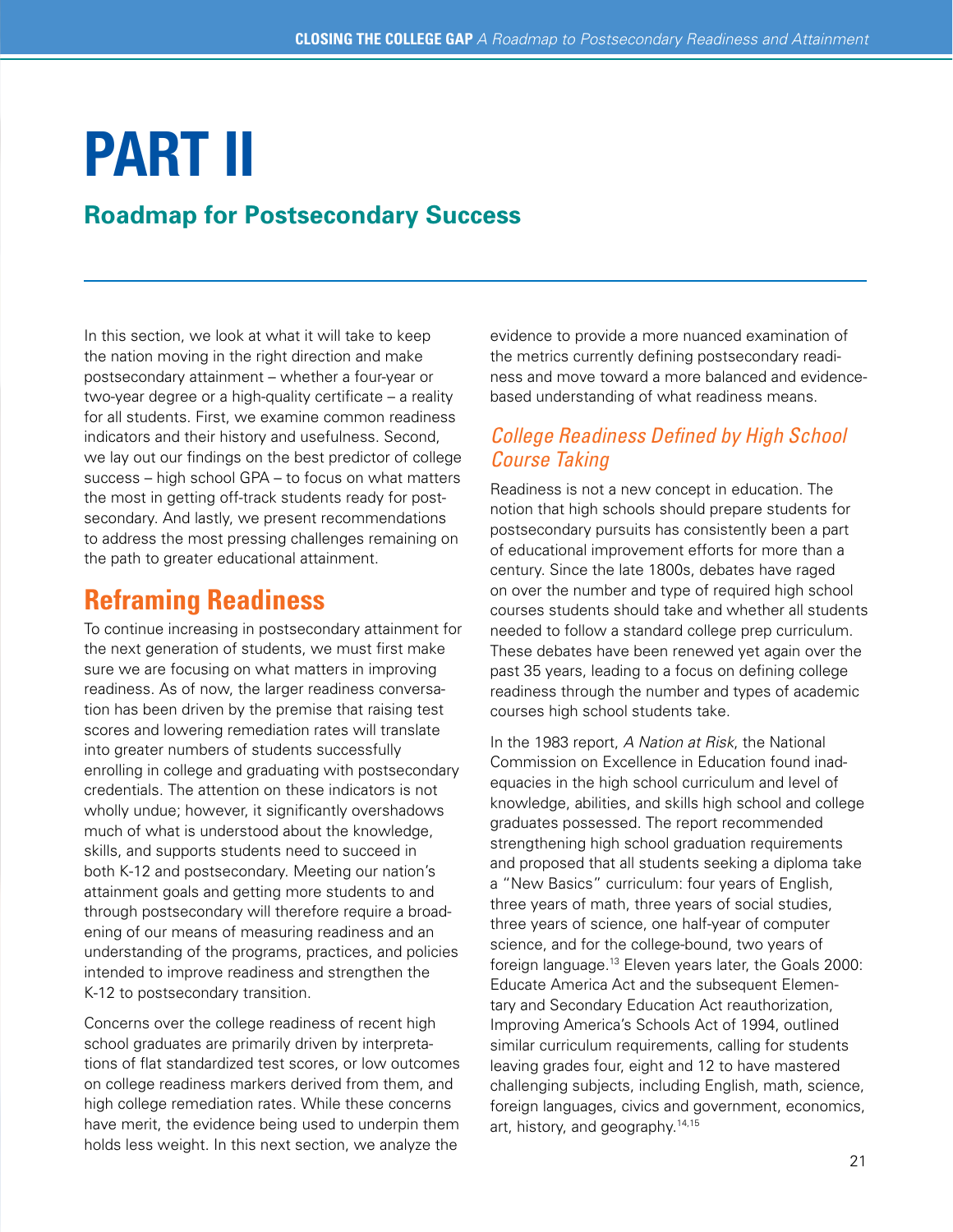# PART II

## Roadmap for Postsecondary Success

In this section, we look at what it will take to keep the nation moving in the right direction and make postsecondary attainment – whether a four-year or two-year degree or a high-quality certificate – a reality for all students. First, we examine common readiness indicators and their history and usefulness. Second, we lay out our findings on the best predictor of college success – high school GPA – to focus on what matters the most in getting off-track students ready for postsecondary. And lastly, we present recommendations to address the most pressing challenges remaining on the path to greater educational attainment.

## Reframing Readiness

To continue increasing in postsecondary attainment for the next generation of students, we must first make sure we are focusing on what matters in improving readiness. As of now, the larger readiness conversation has been driven by the premise that raising test scores and lowering remediation rates will translate into greater numbers of students successfully enrolling in college and graduating with postsecondary credentials. The attention on these indicators is not wholly undue; however, it significantly overshadows much of what is understood about the knowledge, skills, and supports students need to succeed in both K-12 and postsecondary. Meeting our nation's attainment goals and getting more students to and through postsecondary will therefore require a broadening of our means of measuring readiness and an understanding of the programs, practices, and policies intended to improve readiness and strengthen the K-12 to postsecondary transition.

Concerns over the college readiness of recent high school graduates are primarily driven by interpretations of flat standardized test scores, or low outcomes on college readiness markers derived from them, and high college remediation rates. While these concerns have merit, the evidence being used to underpin them holds less weight. In this next section, we analyze the evidence to provide a more nuanced examination of the metrics currently defining postsecondary readiness and move toward a more balanced and evidence-based understanding of what readiness means.

### *College Readiness Defined by High School Course Taking*

Readiness is not a new concept in education. The notion that high schools should prepare students for postsecondary pursuits has consistently been a part of educational improvement efforts for more than a century. Since the late 1800s, debates have raged on over the number and type of required high school courses students should take and whether all students needed to follow a standard college prep curriculum. These debates have been renewed yet again over the past 35 years, leading to a focus on defining college readiness through the number and types of academic courses high school students take.

In the 1983 report, *A Nation at Risk*, the National Commission on Excellence in Education found inadequacies in the high school curriculum and level of knowledge, abilities, and skills high school and college graduates possessed. The report recommended strengthening high school graduation requirements and proposed that all students seeking a diploma take a "New Basics" curriculum: four years of English, three years of math, three years of social studies, three years of science, one half-year of computer science, and for the college-bound, two years of foreign language.[13] Eleven years later, the Goals 2000: Educate America Act and the subsequent Elementary and Secondary Education Act reauthorization, Improving America's Schools Act of 1994, outlined similar curriculum requirements, calling for students leaving grades four, eight and 12 to have mastered challenging subjects, including English, math, science, foreign languages, civics and government, economics, art, history, and geography.[14,15]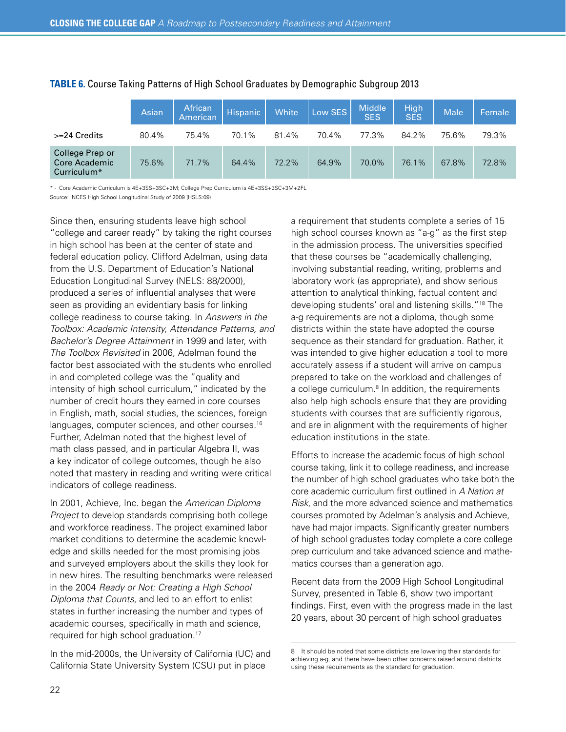**TABLE 6.** Course Taking Patterns of High School Graduates by Demographic Subgroup 2013

| | Asian | African American | Hispanic | White | Low SES | Middle SES | High SES | Male | Female |
|---|---|---|---|---|---|---|---|---|---|
| >=24 Credits | 80.4% | 75.4% | 70.1% | 81.4% | 70.4% | 77.3% | 84.2% | 75.6% | 79.3% |
| College Prep or Core Academic Curriculum* | 75.6% | 71.7% | 64.4% | 72.2% | 64.9% | 70.0% | 76.1% | 67.8% | 72.8% |

\* - Core Academic Curriculum is 4E+3SS+3SC+3M; College Prep Curriculum is 4E+3SS+3SC+3M+2FL

Source: NCES High School Longitudinal Study of 2009 (HSLS:09)

Since then, ensuring students leave high school "college and career ready" by taking the right courses in high school has been at the center of state and federal education policy. Clifford Adelman, using data from the U.S. Department of Education's National Education Longitudinal Survey (NELS: 88/2000), produced a series of influential analyses that were seen as providing an evidentiary basis for linking college readiness to course taking. In *Answers in the Toolbox: Academic Intensity, Attendance Patterns, and Bachelor's Degree Attainment* in 1999 and later, with *The Toolbox Revisited* in 2006, Adelman found the factor best associated with the students who enrolled in and completed college was the "quality and intensity of high school curriculum," indicated by the number of credit hours they earned in core courses in English, math, social studies, the sciences, foreign languages, computer sciences, and other courses.[16] Further, Adelman noted that the highest level of math class passed, and in particular Algebra II, was a key indicator of college outcomes, though he also noted that mastery in reading and writing were critical indicators of college readiness.

In 2001, Achieve, Inc. began the *American Diploma Project* to develop standards comprising both college and workforce readiness. The project examined labor market conditions to determine the academic knowledge and skills needed for the most promising jobs and surveyed employers about the skills they look for in new hires. The resulting benchmarks were released in the 2004 *Ready or Not: Creating a High School Diploma that Counts*, and led to an effort to enlist states in further increasing the number and types of academic courses, specifically in math and science, required for high school graduation.[17]

In the mid-2000s, the University of California (UC) and California State University System (CSU) put in place a requirement that students complete a series of 15 high school courses known as "a-g" as the first step in the admission process. The universities specified that these courses be "academically challenging, involving substantial reading, writing, problems and laboratory work (as appropriate), and show serious attention to analytical thinking, factual content and developing students' oral and listening skills."[18] The a-g requirements are not a diploma, though some districts within the state have adopted the course sequence as their standard for graduation. Rather, it was intended to give higher education a tool to more accurately assess if a student will arrive on campus prepared to take on the workload and challenges of a college curriculum.[8] In addition, the requirements also help high schools ensure that they are providing students with courses that are sufficiently rigorous, and are in alignment with the requirements of higher education institutions in the state.

Efforts to increase the academic focus of high school course taking, link it to college readiness, and increase the number of high school graduates who take both the core academic curriculum first outlined in *A Nation at Risk*, and the more advanced science and mathematics courses promoted by Adelman's analysis and Achieve, have had major impacts. Significantly greater numbers of high school graduates today complete a core college prep curriculum and take advanced science and mathematics courses than a generation ago.

Recent data from the 2009 High School Longitudinal Survey, presented in Table 6, show two important findings. First, even with the progress made in the last 20 years, about 30 percent of high school graduates

8 It should be noted that some districts are lowering their standards for achieving a-g, and there have been other concerns raised around districts using these requirements as the standard for graduation.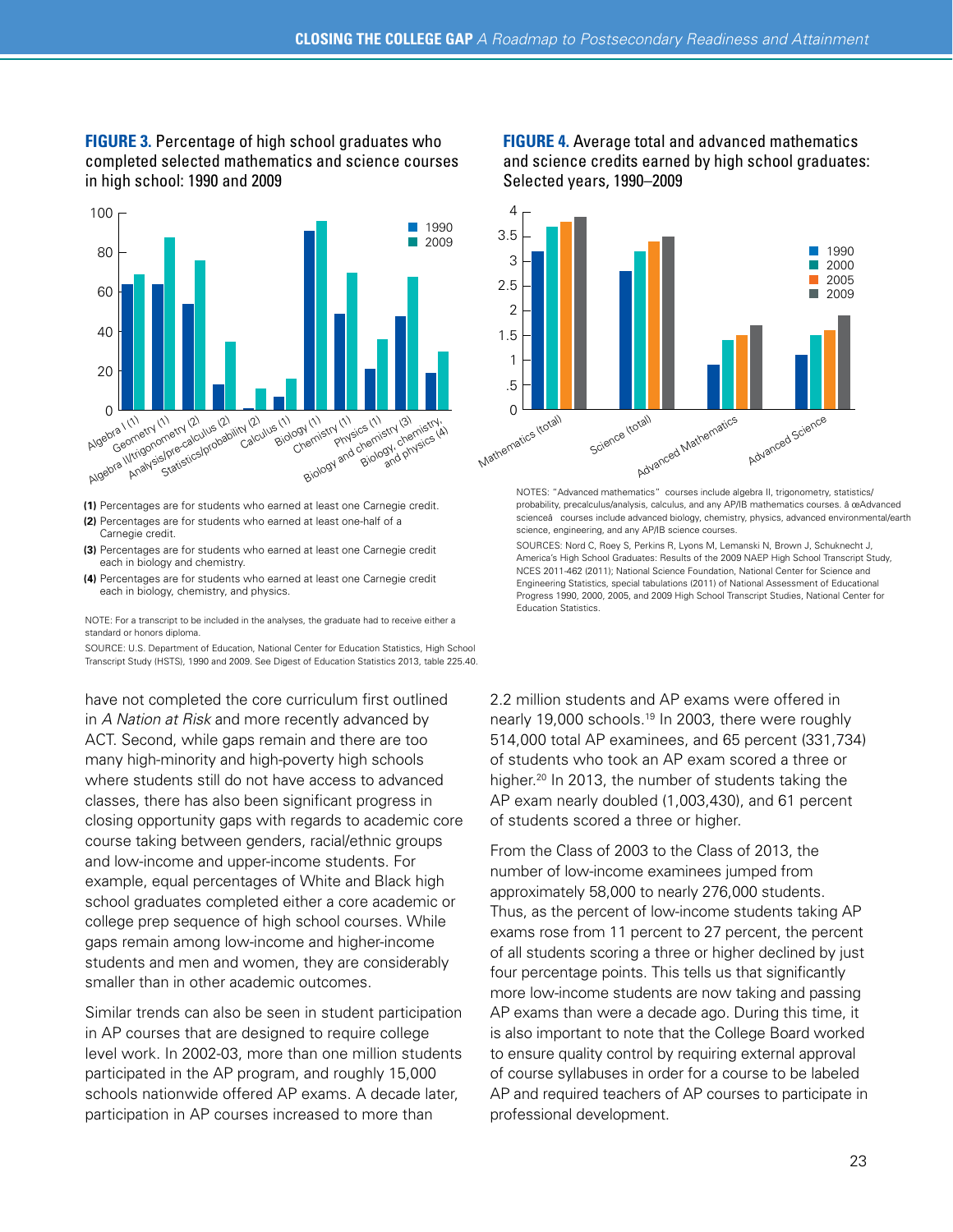**FIGURE 3.** Percentage of high school graduates who completed selected mathematics and science courses in high school: 1990 and 2009

**(1)** Percentages are for students who earned at least one Carnegie credit.

**(2)** Percentages are for students who earned at least one-half of a Carnegie credit.

**(3)** Percentages are for students who earned at least one Carnegie credit each in biology and chemistry.

**(4)** Percentages are for students who earned at least one Carnegie credit each in biology, chemistry, and physics.

NOTE: For a transcript to be included in the analyses, the graduate had to receive either a standard or honors diploma.

SOURCE: U.S. Department of Education, National Center for Education Statistics, High School Transcript Study (HSTS), 1990 and 2009. See Digest of Education Statistics 2013, table 225.40.

**FIGURE 4.** Average total and advanced mathematics and science credits earned by high school graduates: Selected years, 1990–2009

NOTES: "Advanced mathematics" courses include algebra II, trigonometry, statistics/probability, precalculus/analysis, calculus, and any AP/IB mathematics courses. â œAdvanced scienceâ courses include advanced biology, chemistry, physics, advanced environmental/earth science, engineering, and any AP/IB science courses.

SOURCES: Nord C, Roey S, Perkins R, Lyons M, Lemanski N, Brown J, Schuknecht J, America's High School Graduates: Results of the 2009 NAEP High School Transcript Study, NCES 2011-462 (2011); National Science Foundation, National Center for Science and Engineering Statistics, special tabulations (2011) of National Assessment of Educational Progress 1990, 2000, 2005, and 2009 High School Transcript Studies, National Center for Education Statistics.

have not completed the core curriculum first outlined in *A Nation at Risk* and more recently advanced by ACT. Second, while gaps remain and there are too many high-minority and high-poverty high schools where students still do not have access to advanced classes, there has also been significant progress in closing opportunity gaps with regards to academic core course taking between genders, racial/ethnic groups and low-income and upper-income students. For example, equal percentages of White and Black high school graduates completed either a core academic or college prep sequence of high school courses. While gaps remain among low-income and higher-income students and men and women, they are considerably smaller than in other academic outcomes.

Similar trends can also be seen in student participation in AP courses that are designed to require college level work. In 2002-03, more than one million students participated in the AP program, and roughly 15,000 schools nationwide offered AP exams. A decade later, participation in AP courses increased to more than 2.2 million students and AP exams were offered in nearly 19,000 schools.[19] In 2003, there were roughly 514,000 total AP examinees, and 65 percent (331,734) of students who took an AP exam scored a three or higher.[20] In 2013, the number of students taking the AP exam nearly doubled (1,003,430), and 61 percent of students scored a three or higher.

From the Class of 2003 to the Class of 2013, the number of low-income examinees jumped from approximately 58,000 to nearly 276,000 students. Thus, as the percent of low-income students taking AP exams rose from 11 percent to 27 percent, the percent of all students scoring a three or higher declined by just four percentage points. This tells us that significantly more low-income students are now taking and passing AP exams than were a decade ago. During this time, it is also important to note that the College Board worked to ensure quality control by requiring external approval of course syllabuses in order for a course to be labeled AP and required teachers of AP courses to participate in professional development.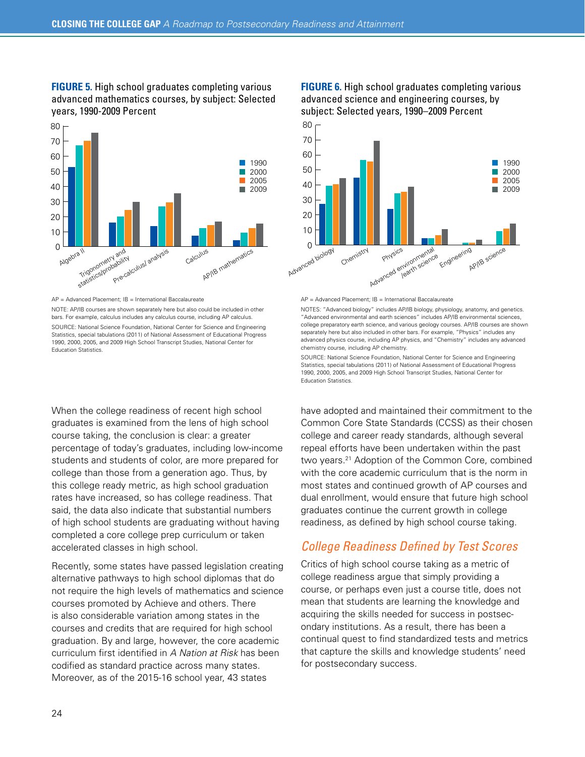**FIGURE 5.** High school graduates completing various advanced mathematics courses, by subject: Selected years, 1990-2009 Percent

AP = Advanced Placement; IB = International Baccalaureate

NOTE: AP/IB courses are shown separately here but also could be included in other bars. For example, calculus includes any calculus course, including AP calculus.

SOURCE: National Science Foundation, National Center for Science and Engineering Statistics, special tabulations (2011) of National Assessment of Educational Progress 1990, 2000, 2005, and 2009 High School Transcript Studies, National Center for Education Statistics.

**FIGURE 6.** High school graduates completing various advanced science and engineering courses, by subject: Selected years, 1990–2009 Percent

AP = Advanced Placement; IB = International Baccalaureate

NOTES: "Advanced biology" includes AP/IB biology, physiology, anatomy, and genetics. "Advanced environmental and earth sciences" includes AP/IB environmental sciences, college preparatory earth science, and various geology courses. AP/IB courses are shown separately here but also included in other bars. For example, "Physics" includes any advanced physics course, including AP physics, and "Chemistry" includes any advanced chemistry course, including AP chemistry.

SOURCE: National Science Foundation, National Center for Science and Engineering Statistics, special tabulations (2011) of National Assessment of Educational Progress 1990, 2000, 2005, and 2009 High School Transcript Studies, National Center for Education Statistics.

When the college readiness of recent high school graduates is examined from the lens of high school course taking, the conclusion is clear: a greater percentage of today's graduates, including low-income students and students of color, are more prepared for college than those from a generation ago. Thus, by this college ready metric, as high school graduation rates have increased, so has college readiness. That said, the data also indicate that substantial numbers of high school students are graduating without having completed a core college prep curriculum or taken accelerated classes in high school.

Recently, some states have passed legislation creating alternative pathways to high school diplomas that do not require the high levels of mathematics and science courses promoted by Achieve and others. There is also considerable variation among states in the courses and credits that are required for high school graduation. By and large, however, the core academic curriculum first identified in *A Nation at Risk* has been codified as standard practice across many states. Moreover, as of the 2015-16 school year, 43 states have adopted and maintained their commitment to the Common Core State Standards (CCSS) as their chosen college and career ready standards, although several repeal efforts have been undertaken within the past two years.[21] Adoption of the Common Core, combined with the core academic curriculum that is the norm in most states and continued growth of AP courses and dual enrollment, would ensure that future high school graduates continue the current growth in college readiness, as defined by high school course taking.

## *College Readiness Defined by Test Scores*

Critics of high school course taking as a metric of college readiness argue that simply providing a course, or perhaps even just a course title, does not mean that students are learning the knowledge and acquiring the skills needed for success in postsecondary institutions. As a result, there has been a continual quest to find standardized tests and metrics that capture the skills and knowledge students' need for postsecondary success.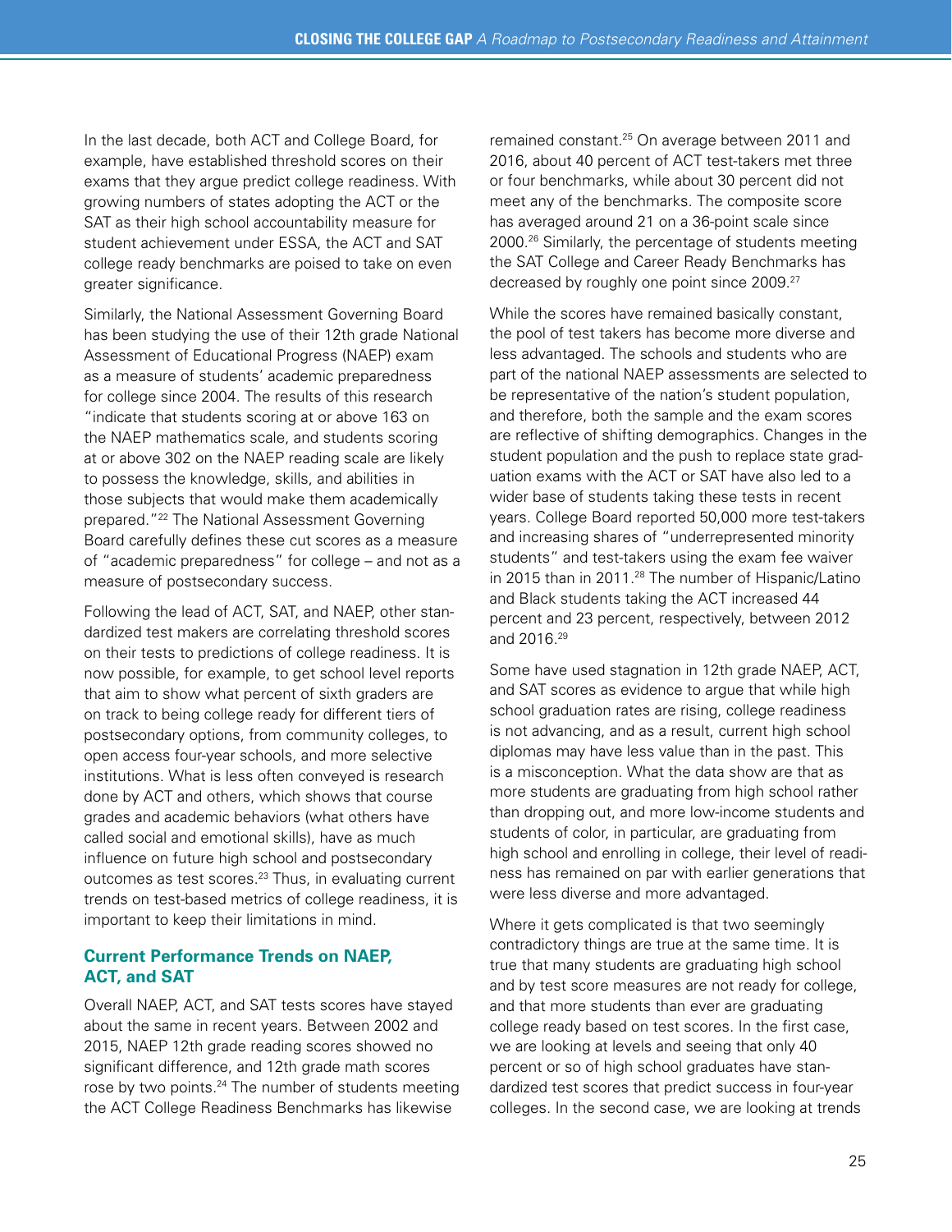In the last decade, both ACT and College Board, for example, have established threshold scores on their exams that they argue predict college readiness. With growing numbers of states adopting the ACT or the SAT as their high school accountability measure for student achievement under ESSA, the ACT and SAT college ready benchmarks are poised to take on even greater significance.

Similarly, the National Assessment Governing Board has been studying the use of their 12th grade National Assessment of Educational Progress (NAEP) exam as a measure of students' academic preparedness for college since 2004. The results of this research "indicate that students scoring at or above 163 on the NAEP mathematics scale, and students scoring at or above 302 on the NAEP reading scale are likely to possess the knowledge, skills, and abilities in those subjects that would make them academically prepared."[22] The National Assessment Governing Board carefully defines these cut scores as a measure of "academic preparedness" for college – and not as a measure of postsecondary success.

Following the lead of ACT, SAT, and NAEP, other standardized test makers are correlating threshold scores on their tests to predictions of college readiness. It is now possible, for example, to get school level reports that aim to show what percent of sixth graders are on track to being college ready for different tiers of postsecondary options, from community colleges, to open access four-year schools, and more selective institutions. What is less often conveyed is research done by ACT and others, which shows that course grades and academic behaviors (what others have called social and emotional skills), have as much influence on future high school and postsecondary outcomes as test scores.[23] Thus, in evaluating current trends on test-based metrics of college readiness, it is important to keep their limitations in mind.

### Current Performance Trends on NAEP, ACT, and SAT

Overall NAEP, ACT, and SAT tests scores have stayed about the same in recent years. Between 2002 and 2015, NAEP 12th grade reading scores showed no significant difference, and 12th grade math scores rose by two points.[24] The number of students meeting the ACT College Readiness Benchmarks has likewise remained constant.[25] On average between 2011 and 2016, about 40 percent of ACT test-takers met three or four benchmarks, while about 30 percent did not meet any of the benchmarks. The composite score has averaged around 21 on a 36-point scale since 2000.[26] Similarly, the percentage of students meeting the SAT College and Career Ready Benchmarks has decreased by roughly one point since 2009.[27]

While the scores have remained basically constant, the pool of test takers has become more diverse and less advantaged. The schools and students who are part of the national NAEP assessments are selected to be representative of the nation's student population, and therefore, both the sample and the exam scores are reflective of shifting demographics. Changes in the student population and the push to replace state graduation exams with the ACT or SAT have also led to a wider base of students taking these tests in recent years. College Board reported 50,000 more test-takers and increasing shares of "underrepresented minority students" and test-takers using the exam fee waiver in 2015 than in 2011.[28] The number of Hispanic/Latino and Black students taking the ACT increased 44 percent and 23 percent, respectively, between 2012 and 2016.[29]

Some have used stagnation in 12th grade NAEP, ACT, and SAT scores as evidence to argue that while high school graduation rates are rising, college readiness is not advancing, and as a result, current high school diplomas may have less value than in the past. This is a misconception. What the data show are that as more students are graduating from high school rather than dropping out, and more low-income students and students of color, in particular, are graduating from high school and enrolling in college, their level of readiness has remained on par with earlier generations that were less diverse and more advantaged.

Where it gets complicated is that two seemingly contradictory things are true at the same time. It is true that many students are graduating high school and by test score measures are not ready for college, and that more students than ever are graduating college ready based on test scores. In the first case, we are looking at levels and seeing that only 40 percent or so of high school graduates have standardized test scores that predict success in four-year colleges. In the second case, we are looking at trends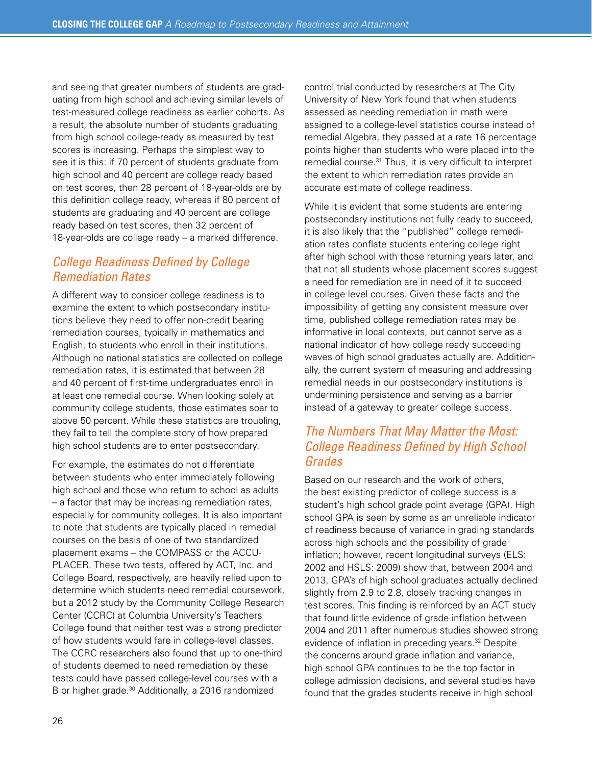and seeing that greater numbers of students are graduating from high school and achieving similar levels of test-measured college readiness as earlier cohorts. As a result, the absolute number of students graduating from high school college-ready as measured by test scores is increasing. Perhaps the simplest way to see it is this: if 70 percent of students graduate from high school and 40 percent are college ready based on test scores, then 28 percent of 18-year-olds are by this definition college ready, whereas if 80 percent of students are graduating and 40 percent are college ready based on test scores, then 32 percent of 18-year-olds are college ready – a marked difference.

## *College Readiness Defined by College Remediation Rates*

A different way to consider college readiness is to examine the extent to which postsecondary institutions believe they need to offer non-credit bearing remediation courses, typically in mathematics and English, to students who enroll in their institutions. Although no national statistics are collected on college remediation rates, it is estimated that between 28 and 40 percent of first-time undergraduates enroll in at least one remedial course. When looking solely at community college students, those estimates soar to above 50 percent. While these statistics are troubling, they fail to tell the complete story of how prepared high school students are to enter postsecondary.

For example, the estimates do not differentiate between students who enter immediately following high school and those who return to school as adults – a factor that may be increasing remediation rates, especially for community colleges. It is also important to note that students are typically placed in remedial courses on the basis of one of two standardized placement exams – the COMPASS or the ACCUPLACER. These two tests, offered by ACT, Inc. and College Board, respectively, are heavily relied upon to determine which students need remedial coursework, but a 2012 study by the Community College Research Center (CCRC) at Columbia University's Teachers College found that neither test was a strong predictor of how students would fare in college-level classes. The CCRC researchers also found that up to one-third of students deemed to need remediation by these tests could have passed college-level courses with a B or higher grade.[30] Additionally, a 2016 randomized control trial conducted by researchers at The City University of New York found that when students assessed as needing remediation in math were assigned to a college-level statistics course instead of remedial Algebra, they passed at a rate 16 percentage points higher than students who were placed into the remedial course.[31] Thus, it is very difficult to interpret the extent to which remediation rates provide an accurate estimate of college readiness.

While it is evident that some students are entering postsecondary institutions not fully ready to succeed, it is also likely that the "published" college remediation rates conflate students entering college right after high school with those returning years later, and that not all students whose placement scores suggest a need for remediation are in need of it to succeed in college level courses. Given these facts and the impossibility of getting any consistent measure over time, published college remediation rates may be informative in local contexts, but cannot serve as a national indicator of how college ready succeeding waves of high school graduates actually are. Additionally, the current system of measuring and addressing remedial needs in our postsecondary institutions is undermining persistence and serving as a barrier instead of a gateway to greater college success.

## *The Numbers That May Matter the Most: College Readiness Defined by High School Grades*

Based on our research and the work of others, the best existing predictor of college success is a student's high school grade point average (GPA). High school GPA is seen by some as an unreliable indicator of readiness because of variance in grading standards across high schools and the possibility of grade inflation; however, recent longitudinal surveys (ELS: 2002 and HSLS: 2009) show that, between 2004 and 2013, GPA's of high school graduates actually declined slightly from 2.9 to 2.8, closely tracking changes in test scores. This finding is reinforced by an ACT study that found little evidence of grade inflation between 2004 and 2011 after numerous studies showed strong evidence of inflation in preceding years.[32] Despite the concerns around grade inflation and variance, high school GPA continues to be the top factor in college admission decisions, and several studies have found that the grades students receive in high school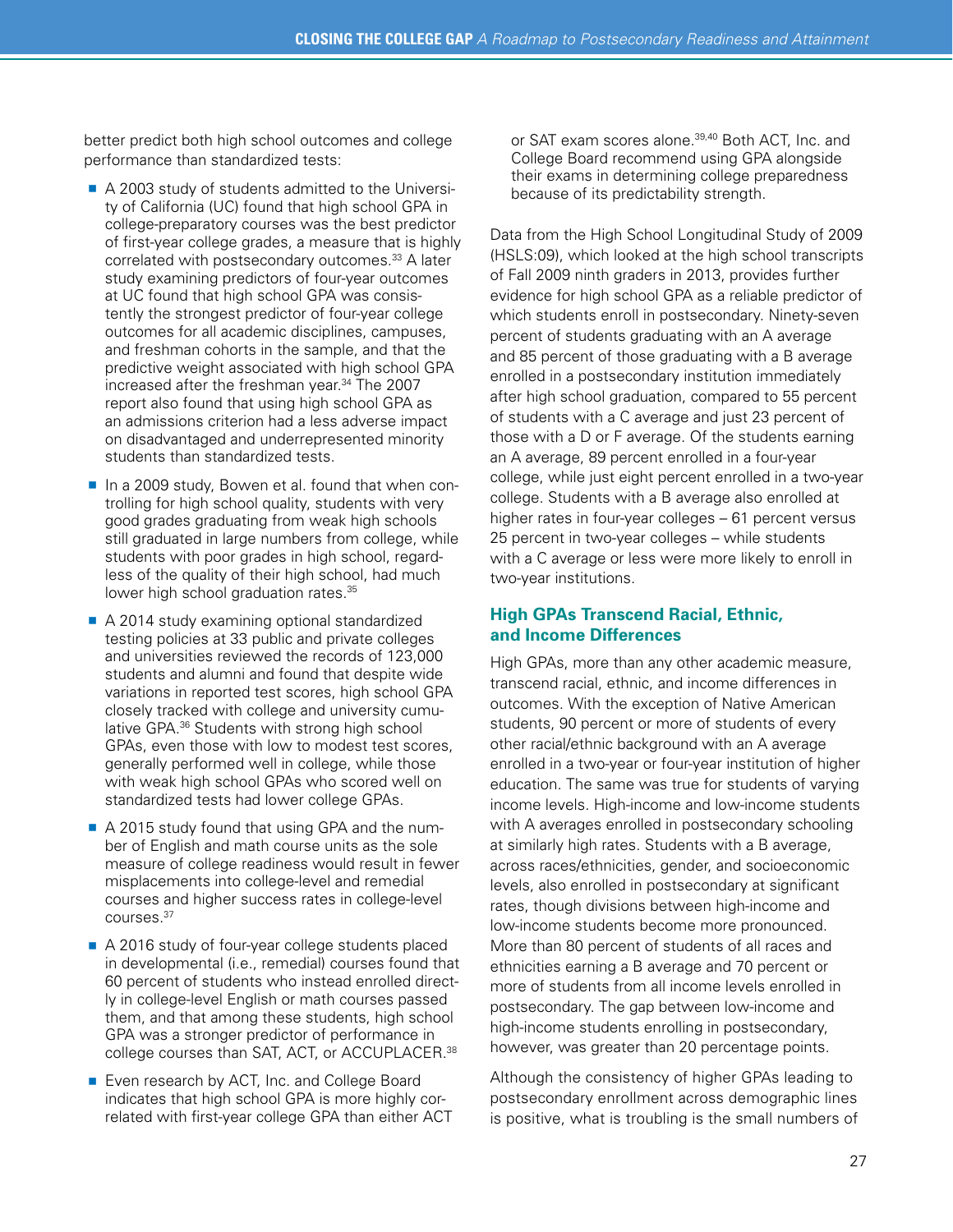better predict both high school outcomes and college performance than standardized tests:

- A 2003 study of students admitted to the University of California (UC) found that high school GPA in college-preparatory courses was the best predictor of first-year college grades, a measure that is highly correlated with postsecondary outcomes.[33] A later study examining predictors of four-year outcomes at UC found that high school GPA was consistently the strongest predictor of four-year college outcomes for all academic disciplines, campuses, and freshman cohorts in the sample, and that the predictive weight associated with high school GPA increased after the freshman year.[34] The 2007 report also found that using high school GPA as an admissions criterion had a less adverse impact on disadvantaged and underrepresented minority students than standardized tests.
- In a 2009 study, Bowen et al. found that when controlling for high school quality, students with very good grades graduating from weak high schools still graduated in large numbers from college, while students with poor grades in high school, regardless of the quality of their high school, had much lower high school graduation rates.[35]
- A 2014 study examining optional standardized testing policies at 33 public and private colleges and universities reviewed the records of 123,000 students and alumni and found that despite wide variations in reported test scores, high school GPA closely tracked with college and university cumulative GPA.[36] Students with strong high school GPAs, even those with low to modest test scores, generally performed well in college, while those with weak high school GPAs who scored well on standardized tests had lower college GPAs.
- A 2015 study found that using GPA and the number of English and math course units as the sole measure of college readiness would result in fewer misplacements into college-level and remedial courses and higher success rates in college-level courses.[37]
- A 2016 study of four-year college students placed in developmental (i.e., remedial) courses found that 60 percent of students who instead enrolled directly in college-level English or math courses passed them, and that among these students, high school GPA was a stronger predictor of performance in college courses than SAT, ACT, or ACCUPLACER.[38]
- Even research by ACT, Inc. and College Board indicates that high school GPA is more highly correlated with first-year college GPA than either ACT or SAT exam scores alone.[39,40] Both ACT, Inc. and College Board recommend using GPA alongside their exams in determining college preparedness because of its predictability strength.

Data from the High School Longitudinal Study of 2009 (HSLS:09), which looked at the high school transcripts of Fall 2009 ninth graders in 2013, provides further evidence for high school GPA as a reliable predictor of which students enroll in postsecondary. Ninety-seven percent of students graduating with an A average and 85 percent of those graduating with a B average enrolled in a postsecondary institution immediately after high school graduation, compared to 55 percent of students with a C average and just 23 percent of those with a D or F average. Of the students earning an A average, 89 percent enrolled in a four-year college, while just eight percent enrolled in a two-year college. Students with a B average also enrolled at higher rates in four-year colleges – 61 percent versus 25 percent in two-year colleges – while students with a C average or less were more likely to enroll in two-year institutions.

## High GPAs Transcend Racial, Ethnic, and Income Differences

High GPAs, more than any other academic measure, transcend racial, ethnic, and income differences in outcomes. With the exception of Native American students, 90 percent or more of students of every other racial/ethnic background with an A average enrolled in a two-year or four-year institution of higher education. The same was true for students of varying income levels. High-income and low-income students with A averages enrolled in postsecondary schooling at similarly high rates. Students with a B average, across races/ethnicities, gender, and socioeconomic levels, also enrolled in postsecondary at significant rates, though divisions between high-income and low-income students become more pronounced. More than 80 percent of students of all races and ethnicities earning a B average and 70 percent or more of students from all income levels enrolled in postsecondary. The gap between low-income and high-income students enrolling in postsecondary, however, was greater than 20 percentage points.

Although the consistency of higher GPAs leading to postsecondary enrollment across demographic lines is positive, what is troubling is the small numbers of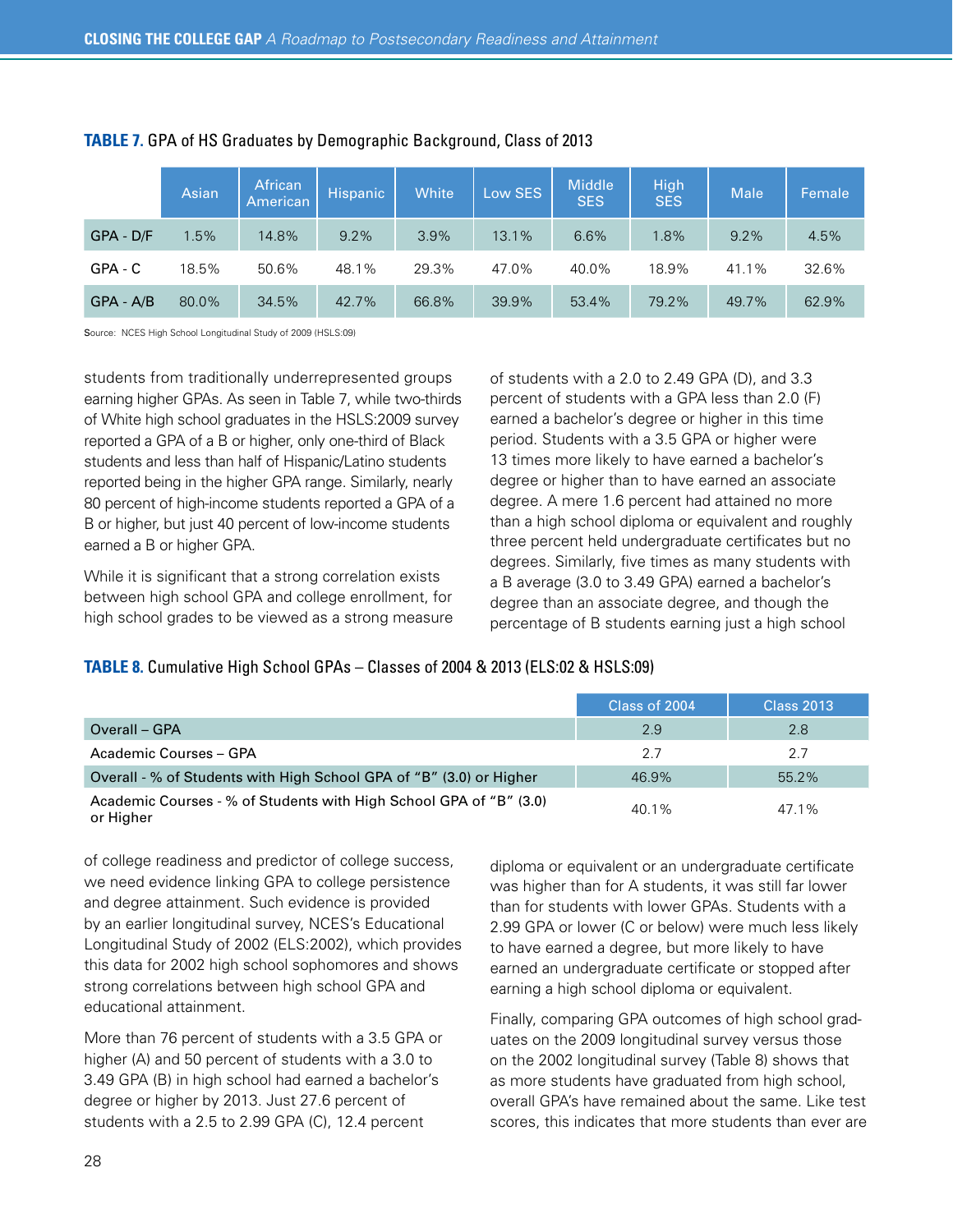**TABLE 7.** GPA of HS Graduates by Demographic Background, Class of 2013

| | Asian | African American | Hispanic | White | Low SES | Middle SES | High SES | Male | Female |
|---|---|---|---|---|---|---|---|---|---|
| GPA - D/F | 1.5% | 14.8% | 9.2% | 3.9% | 13.1% | 6.6% | 1.8% | 9.2% | 4.5% |
| GPA - C | 18.5% | 50.6% | 48.1% | 29.3% | 47.0% | 40.0% | 18.9% | 41.1% | 32.6% |
| GPA - A/B | 80.0% | 34.5% | 42.7% | 66.8% | 39.9% | 53.4% | 79.2% | 49.7% | 62.9% |

Source: NCES High School Longitudinal Study of 2009 (HSLS:09)

students from traditionally underrepresented groups earning higher GPAs. As seen in Table 7, while two-thirds of White high school graduates in the HSLS:2009 survey reported a GPA of a B or higher, only one-third of Black students and less than half of Hispanic/Latino students reported being in the higher GPA range. Similarly, nearly 80 percent of high-income students reported a GPA of a B or higher, but just 40 percent of low-income students earned a B or higher GPA.

While it is significant that a strong correlation exists between high school GPA and college enrollment, for high school grades to be viewed as a strong measure of college readiness and predictor of college success, we need evidence linking GPA to college persistence and degree attainment. Such evidence is provided by an earlier longitudinal survey, NCES's Educational Longitudinal Study of 2002 (ELS:2002), which provides this data for 2002 high school sophomores and shows strong correlations between high school GPA and educational attainment.

More than 76 percent of students with a 3.5 GPA or higher (A) and 50 percent of students with a 3.0 to 3.49 GPA (B) in high school had earned a bachelor's degree or higher by 2013. Just 27.6 percent of students with a 2.5 to 2.99 GPA (C), 12.4 percent of students with a 2.0 to 2.49 GPA (D), and 3.3 percent of students with a GPA less than 2.0 (F) earned a bachelor's degree or higher in this time period. Students with a 3.5 GPA or higher were 13 times more likely to have earned a bachelor's degree or higher than to have earned an associate degree. A mere 1.6 percent had attained no more than a high school diploma or equivalent and roughly three percent held undergraduate certificates but no degrees. Similarly, five times as many students with a B average (3.0 to 3.49 GPA) earned a bachelor's degree than an associate degree, and though the percentage of B students earning just a high school diploma or equivalent or an undergraduate certificate was higher than for A students, it was still far lower than for students with lower GPAs. Students with a 2.99 GPA or lower (C or below) were much less likely to have earned a degree, but more likely to have earned an undergraduate certificate or stopped after earning a high school diploma or equivalent.

**TABLE 8.** Cumulative High School GPAs – Classes of 2004 & 2013 (ELS:02 & HSLS:09)

| | Class of 2004 | Class 2013 |
|---|---|---|
| Overall – GPA | 2.9 | 2.8 |
| Academic Courses – GPA | 2.7 | 2.7 |
| Overall - % of Students with High School GPA of "B" (3.0) or Higher | 46.9% | 55.2% |
| Academic Courses - % of Students with High School GPA of "B" (3.0) or Higher | 40.1% | 47.1% |

Finally, comparing GPA outcomes of high school graduates on the 2009 longitudinal survey versus those on the 2002 longitudinal survey (Table 8) shows that as more students have graduated from high school, overall GPA's have remained about the same. Like test scores, this indicates that more students than ever are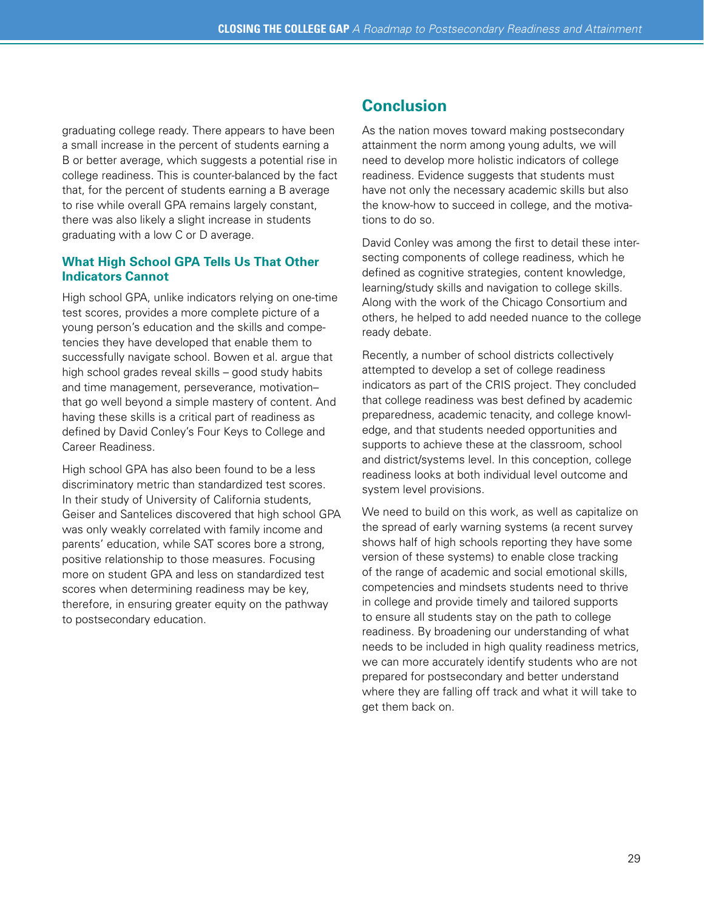graduating college ready. There appears to have been a small increase in the percent of students earning a B or better average, which suggests a potential rise in college readiness. This is counter-balanced by the fact that, for the percent of students earning a B average to rise while overall GPA remains largely constant, there was also likely a slight increase in students graduating with a low C or D average.

### What High School GPA Tells Us That Other Indicators Cannot

High school GPA, unlike indicators relying on one-time test scores, provides a more complete picture of a young person's education and the skills and competencies they have developed that enable them to successfully navigate school. Bowen et al. argue that high school grades reveal skills – good study habits and time management, perseverance, motivation– that go well beyond a simple mastery of content. And having these skills is a critical part of readiness as defined by David Conley's Four Keys to College and Career Readiness.

High school GPA has also been found to be a less discriminatory metric than standardized test scores. In their study of University of California students, Geiser and Santelices discovered that high school GPA was only weakly correlated with family income and parents' education, while SAT scores bore a strong, positive relationship to those measures. Focusing more on student GPA and less on standardized test scores when determining readiness may be key, therefore, in ensuring greater equity on the pathway to postsecondary education.

## Conclusion

As the nation moves toward making postsecondary attainment the norm among young adults, we will need to develop more holistic indicators of college readiness. Evidence suggests that students must have not only the necessary academic skills but also the know-how to succeed in college, and the motivations to do so.

David Conley was among the first to detail these intersecting components of college readiness, which he defined as cognitive strategies, content knowledge, learning/study skills and navigation to college skills. Along with the work of the Chicago Consortium and others, he helped to add needed nuance to the college ready debate.

Recently, a number of school districts collectively attempted to develop a set of college readiness indicators as part of the CRIS project. They concluded that college readiness was best defined by academic preparedness, academic tenacity, and college knowledge, and that students needed opportunities and supports to achieve these at the classroom, school and district/systems level. In this conception, college readiness looks at both individual level outcome and system level provisions.

We need to build on this work, as well as capitalize on the spread of early warning systems (a recent survey shows half of high schools reporting they have some version of these systems) to enable close tracking of the range of academic and social emotional skills, competencies and mindsets students need to thrive in college and provide timely and tailored supports to ensure all students stay on the path to college readiness. By broadening our understanding of what needs to be included in high quality readiness metrics, we can more accurately identify students who are not prepared for postsecondary and better understand where they are falling off track and what it will take to get them back on.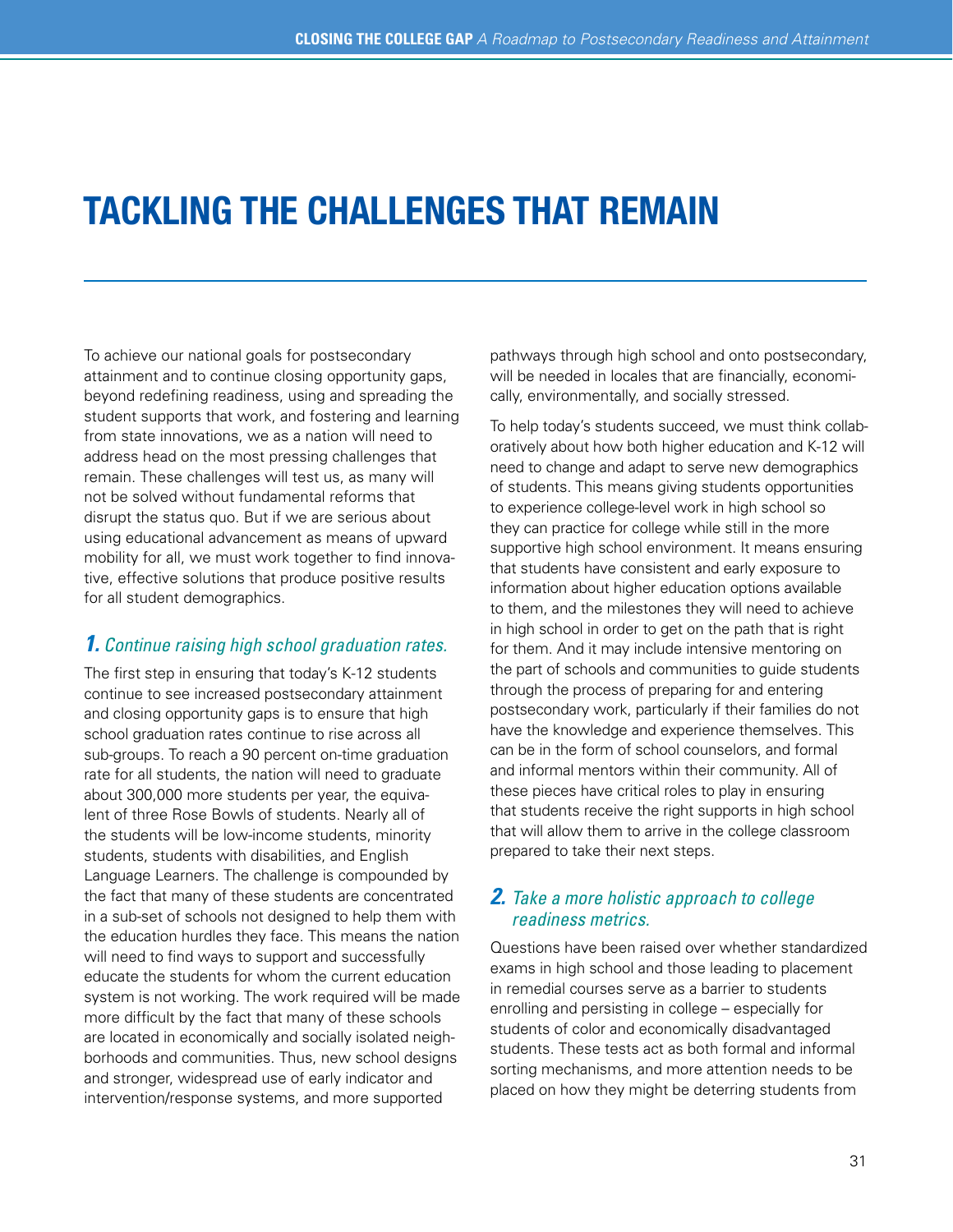# TACKLING THE CHALLENGES THAT REMAIN

To achieve our national goals for postsecondary attainment and to continue closing opportunity gaps, beyond redefining readiness, using and spreading the student supports that work, and fostering and learning from state innovations, we as a nation will need to address head on the most pressing challenges that remain. These challenges will test us, as many will not be solved without fundamental reforms that disrupt the status quo. But if we are serious about using educational advancement as means of upward mobility for all, we must work together to find innovative, effective solutions that produce positive results for all student demographics.

### *1. Continue raising high school graduation rates.*

The first step in ensuring that today's K-12 students continue to see increased postsecondary attainment and closing opportunity gaps is to ensure that high school graduation rates continue to rise across all sub-groups. To reach a 90 percent on-time graduation rate for all students, the nation will need to graduate about 300,000 more students per year, the equivalent of three Rose Bowls of students. Nearly all of the students will be low-income students, minority students, students with disabilities, and English Language Learners. The challenge is compounded by the fact that many of these students are concentrated in a sub-set of schools not designed to help them with the education hurdles they face. This means the nation will need to find ways to support and successfully educate the students for whom the current education system is not working. The work required will be made more difficult by the fact that many of these schools are located in economically and socially isolated neighborhoods and communities. Thus, new school designs and stronger, widespread use of early indicator and intervention/response systems, and more supported pathways through high school and onto postsecondary, will be needed in locales that are financially, economically, environmentally, and socially stressed.

To help today's students succeed, we must think collaboratively about how both higher education and K-12 will need to change and adapt to serve new demographics of students. This means giving students opportunities to experience college-level work in high school so they can practice for college while still in the more supportive high school environment. It means ensuring that students have consistent and early exposure to information about higher education options available to them, and the milestones they will need to achieve in high school in order to get on the path that is right for them. And it may include intensive mentoring on the part of schools and communities to guide students through the process of preparing for and entering postsecondary work, particularly if their families do not have the knowledge and experience themselves. This can be in the form of school counselors, and formal and informal mentors within their community. All of these pieces have critical roles to play in ensuring that students receive the right supports in high school that will allow them to arrive in the college classroom prepared to take their next steps.

### *2. Take a more holistic approach to college readiness metrics.*

Questions have been raised over whether standardized exams in high school and those leading to placement in remedial courses serve as a barrier to students enrolling and persisting in college – especially for students of color and economically disadvantaged students. These tests act as both formal and informal sorting mechanisms, and more attention needs to be placed on how they might be deterring students from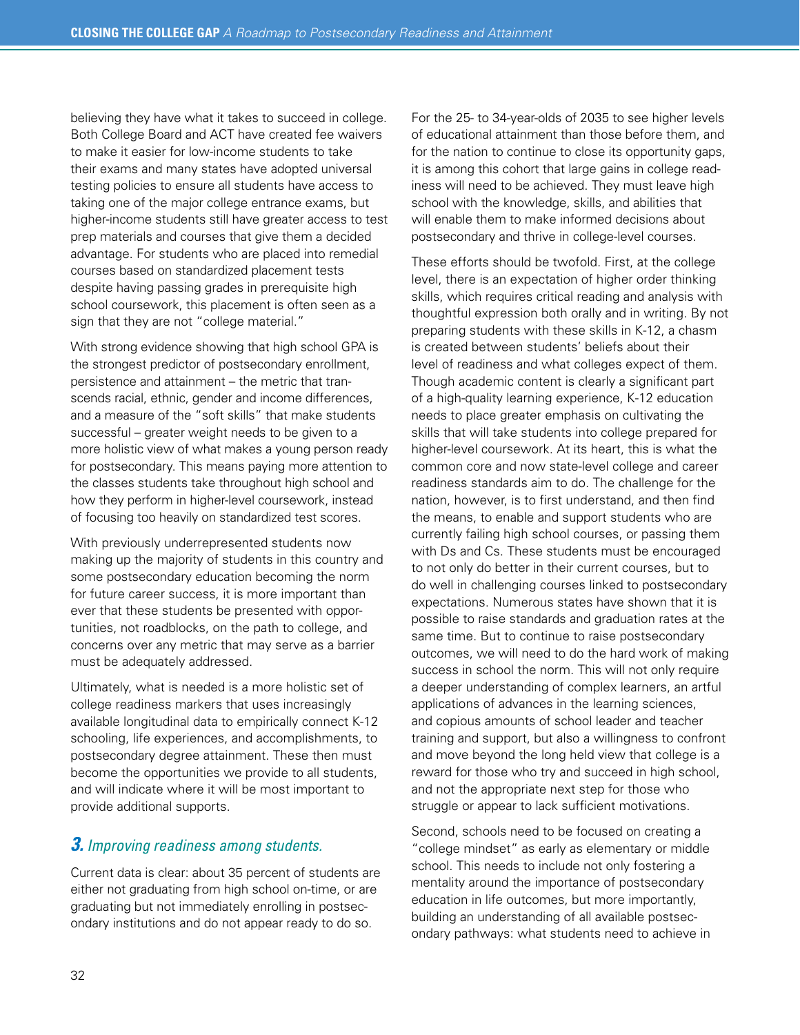believing they have what it takes to succeed in college. Both College Board and ACT have created fee waivers to make it easier for low-income students to take their exams and many states have adopted universal testing policies to ensure all students have access to taking one of the major college entrance exams, but higher-income students still have greater access to test prep materials and courses that give them a decided advantage. For students who are placed into remedial courses based on standardized placement tests despite having passing grades in prerequisite high school coursework, this placement is often seen as a sign that they are not "college material."

With strong evidence showing that high school GPA is the strongest predictor of postsecondary enrollment, persistence and attainment – the metric that transcends racial, ethnic, gender and income differences, and a measure of the "soft skills" that make students successful – greater weight needs to be given to a more holistic view of what makes a young person ready for postsecondary. This means paying more attention to the classes students take throughout high school and how they perform in higher-level coursework, instead of focusing too heavily on standardized test scores.

With previously underrepresented students now making up the majority of students in this country and some postsecondary education becoming the norm for future career success, it is more important than ever that these students be presented with opportunities, not roadblocks, on the path to college, and concerns over any metric that may serve as a barrier must be adequately addressed.

Ultimately, what is needed is a more holistic set of college readiness markers that uses increasingly available longitudinal data to empirically connect K-12 schooling, life experiences, and accomplishments, to postsecondary degree attainment. These then must become the opportunities we provide to all students, and will indicate where it will be most important to provide additional supports.

### *3. Improving readiness among students.*

Current data is clear: about 35 percent of students are either not graduating from high school on-time, or are graduating but not immediately enrolling in postsecondary institutions and do not appear ready to do so.

For the 25- to 34-year-olds of 2035 to see higher levels of educational attainment than those before them, and for the nation to continue to close its opportunity gaps, it is among this cohort that large gains in college readiness will need to be achieved. They must leave high school with the knowledge, skills, and abilities that will enable them to make informed decisions about postsecondary and thrive in college-level courses.

These efforts should be twofold. First, at the college level, there is an expectation of higher order thinking skills, which requires critical reading and analysis with thoughtful expression both orally and in writing. By not preparing students with these skills in K-12, a chasm is created between students' beliefs about their level of readiness and what colleges expect of them. Though academic content is clearly a significant part of a high-quality learning experience, K-12 education needs to place greater emphasis on cultivating the skills that will take students into college prepared for higher-level coursework. At its heart, this is what the common core and now state-level college and career readiness standards aim to do. The challenge for the nation, however, is to first understand, and then find the means, to enable and support students who are currently failing high school courses, or passing them with Ds and Cs. These students must be encouraged to not only do better in their current courses, but to do well in challenging courses linked to postsecondary expectations. Numerous states have shown that it is possible to raise standards and graduation rates at the same time. But to continue to raise postsecondary outcomes, we will need to do the hard work of making success in school the norm. This will not only require a deeper understanding of complex learners, an artful applications of advances in the learning sciences, and copious amounts of school leader and teacher training and support, but also a willingness to confront and move beyond the long held view that college is a reward for those who try and succeed in high school, and not the appropriate next step for those who struggle or appear to lack sufficient motivations.

Second, schools need to be focused on creating a "college mindset" as early as elementary or middle school. This needs to include not only fostering a mentality around the importance of postsecondary education in life outcomes, but more importantly, building an understanding of all available postsecondary pathways: what students need to achieve in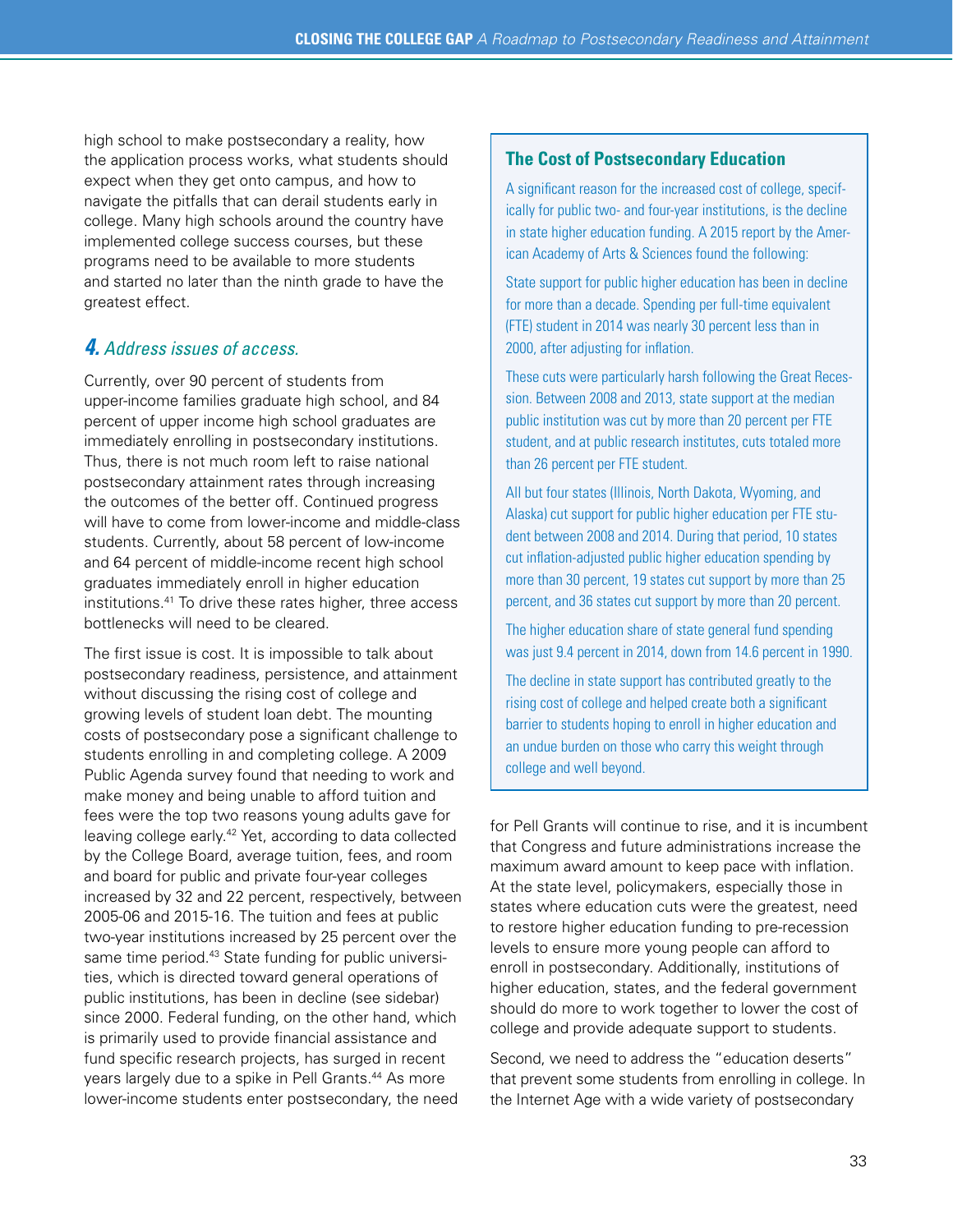high school to make postsecondary a reality, how the application process works, what students should expect when they get onto campus, and how to navigate the pitfalls that can derail students early in college. Many high schools around the country have implemented college success courses, but these programs need to be available to more students and started no later than the ninth grade to have the greatest effect.

### *4. Address issues of access.*

Currently, over 90 percent of students from upper-income families graduate high school, and 84 percent of upper income high school graduates are immediately enrolling in postsecondary institutions. Thus, there is not much room left to raise national postsecondary attainment rates through increasing the outcomes of the better off. Continued progress will have to come from lower-income and middle-class students. Currently, about 58 percent of low-income and 64 percent of middle-income recent high school graduates immediately enroll in higher education institutions.[41] To drive these rates higher, three access bottlenecks will need to be cleared.

The first issue is cost. It is impossible to talk about postsecondary readiness, persistence, and attainment without discussing the rising cost of college and growing levels of student loan debt. The mounting costs of postsecondary pose a significant challenge to students enrolling in and completing college. A 2009 Public Agenda survey found that needing to work and make money and being unable to afford tuition and fees were the top two reasons young adults gave for leaving college early.[42] Yet, according to data collected by the College Board, average tuition, fees, and room and board for public and private four-year colleges increased by 32 and 22 percent, respectively, between 2005-06 and 2015-16. The tuition and fees at public two-year institutions increased by 25 percent over the same time period.[43] State funding for public universities, which is directed toward general operations of public institutions, has been in decline (see sidebar) since 2000. Federal funding, on the other hand, which is primarily used to provide financial assistance and fund specific research projects, has surged in recent years largely due to a spike in Pell Grants.[44] As more lower-income students enter postsecondary, the need for Pell Grants will continue to rise, and it is incumbent that Congress and future administrations increase the maximum award amount to keep pace with inflation. At the state level, policymakers, especially those in states where education cuts were the greatest, need to restore higher education funding to pre-recession levels to ensure more young people can afford to enroll in postsecondary. Additionally, institutions of higher education, states, and the federal government should do more to work together to lower the cost of college and provide adequate support to students.

Second, we need to address the "education deserts" that prevent some students from enrolling in college. In the Internet Age with a wide variety of postsecondary

### The Cost of Postsecondary Education

A significant reason for the increased cost of college, specifically for public two- and four-year institutions, is the decline in state higher education funding. A 2015 report by the American Academy of Arts & Sciences found the following:

State support for public higher education has been in decline for more than a decade. Spending per full-time equivalent (FTE) student in 2014 was nearly 30 percent less than in 2000, after adjusting for inflation.

These cuts were particularly harsh following the Great Recession. Between 2008 and 2013, state support at the median public institution was cut by more than 20 percent per FTE student, and at public research institutes, cuts totaled more than 26 percent per FTE student.

All but four states (Illinois, North Dakota, Wyoming, and Alaska) cut support for public higher education per FTE student between 2008 and 2014. During that period, 10 states cut inflation-adjusted public higher education spending by more than 30 percent, 19 states cut support by more than 25 percent, and 36 states cut support by more than 20 percent.

The higher education share of state general fund spending was just 9.4 percent in 2014, down from 14.6 percent in 1990.

The decline in state support has contributed greatly to the rising cost of college and helped create both a significant barrier to students hoping to enroll in higher education and an undue burden on those who carry this weight through college and well beyond.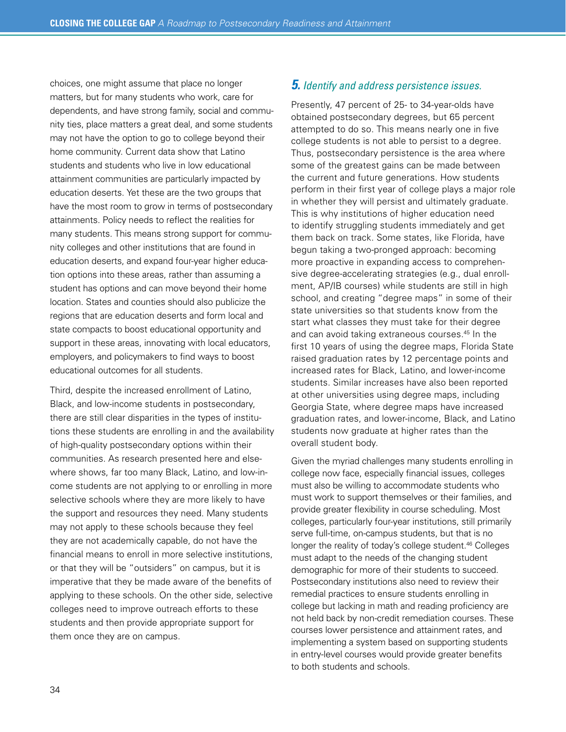choices, one might assume that place no longer matters, but for many students who work, care for dependents, and have strong family, social and community ties, place matters a great deal, and some students may not have the option to go to college beyond their home community. Current data show that Latino students and students who live in low educational attainment communities are particularly impacted by education deserts. Yet these are the two groups that have the most room to grow in terms of postsecondary attainments. Policy needs to reflect the realities for many students. This means strong support for community colleges and other institutions that are found in education deserts, and expand four-year higher education options into these areas, rather than assuming a student has options and can move beyond their home location. States and counties should also publicize the regions that are education deserts and form local and state compacts to boost educational opportunity and support in these areas, innovating with local educators, employers, and policymakers to find ways to boost educational outcomes for all students.

Third, despite the increased enrollment of Latino, Black, and low-income students in postsecondary, there are still clear disparities in the types of institutions these students are enrolling in and the availability of high-quality postsecondary options within their communities. As research presented here and elsewhere shows, far too many Black, Latino, and low-income students are not applying to or enrolling in more selective schools where they are more likely to have the support and resources they need. Many students may not apply to these schools because they feel they are not academically capable, do not have the financial means to enroll in more selective institutions, or that they will be "outsiders" on campus, but it is imperative that they be made aware of the benefits of applying to these schools. On the other side, selective colleges need to improve outreach efforts to these students and then provide appropriate support for them once they are on campus.

### *5. Identify and address persistence issues.*

Presently, 47 percent of 25- to 34-year-olds have obtained postsecondary degrees, but 65 percent attempted to do so. This means nearly one in five college students is not able to persist to a degree. Thus, postsecondary persistence is the area where some of the greatest gains can be made between the current and future generations. How students perform in their first year of college plays a major role in whether they will persist and ultimately graduate. This is why institutions of higher education need to identify struggling students immediately and get them back on track. Some states, like Florida, have begun taking a two-pronged approach: becoming more proactive in expanding access to comprehensive degree-accelerating strategies (e.g., dual enrollment, AP/IB courses) while students are still in high school, and creating "degree maps" in some of their state universities so that students know from the start what classes they must take for their degree and can avoid taking extraneous courses.[45] In the first 10 years of using the degree maps, Florida State raised graduation rates by 12 percentage points and increased rates for Black, Latino, and lower-income students. Similar increases have also been reported at other universities using degree maps, including Georgia State, where degree maps have increased graduation rates, and lower-income, Black, and Latino students now graduate at higher rates than the overall student body.

Given the myriad challenges many students enrolling in college now face, especially financial issues, colleges must also be willing to accommodate students who must work to support themselves or their families, and provide greater flexibility in course scheduling. Most colleges, particularly four-year institutions, still primarily serve full-time, on-campus students, but that is no longer the reality of today's college student.[46] Colleges must adapt to the needs of the changing student demographic for more of their students to succeed. Postsecondary institutions also need to review their remedial practices to ensure students enrolling in college but lacking in math and reading proficiency are not held back by non-credit remediation courses. These courses lower persistence and attainment rates, and implementing a system based on supporting students in entry-level courses would provide greater benefits to both students and schools.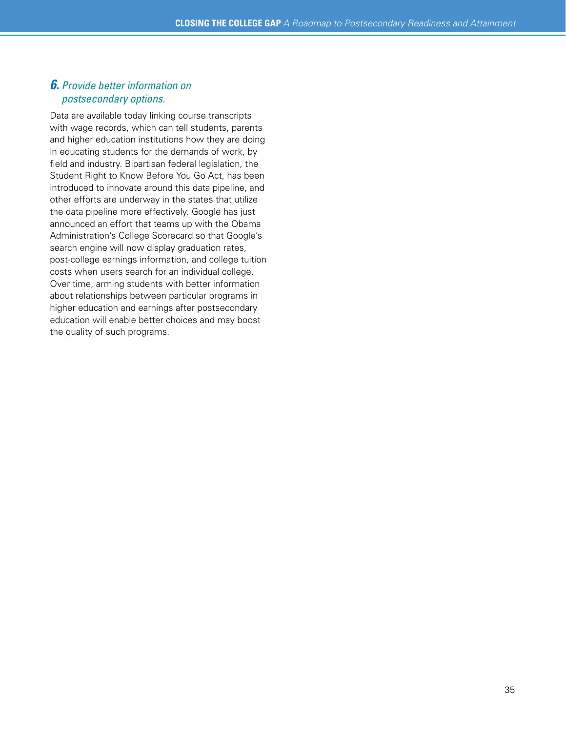### *6. Provide better information on postsecondary options.*

Data are available today linking course transcripts with wage records, which can tell students, parents and higher education institutions how they are doing in educating students for the demands of work, by field and industry. Bipartisan federal legislation, the Student Right to Know Before You Go Act, has been introduced to innovate around this data pipeline, and other efforts are underway in the states that utilize the data pipeline more effectively. Google has just announced an effort that teams up with the Obama Administration's College Scorecard so that Google's search engine will now display graduation rates, post-college earnings information, and college tuition costs when users search for an individual college. Over time, arming students with better information about relationships between particular programs in higher education and earnings after postsecondary education will enable better choices and may boost the quality of such programs.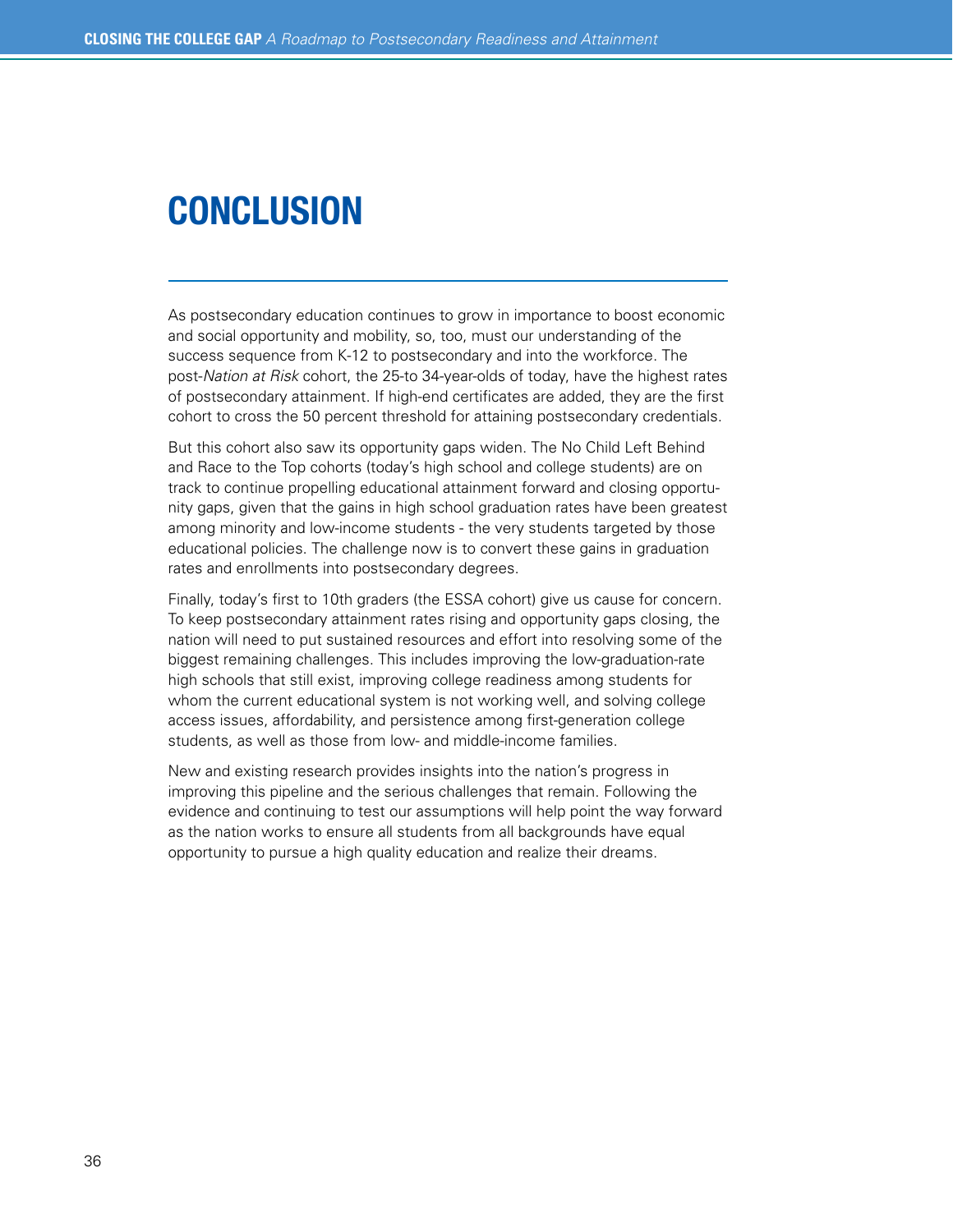# CONCLUSION

As postsecondary education continues to grow in importance to boost economic and social opportunity and mobility, so, too, must our understanding of the success sequence from K-12 to postsecondary and into the workforce. The post-*Nation at Risk* cohort, the 25-to 34-year-olds of today, have the highest rates of postsecondary attainment. If high-end certificates are added, they are the first cohort to cross the 50 percent threshold for attaining postsecondary credentials.

But this cohort also saw its opportunity gaps widen. The No Child Left Behind and Race to the Top cohorts (today's high school and college students) are on track to continue propelling educational attainment forward and closing opportunity gaps, given that the gains in high school graduation rates have been greatest among minority and low-income students - the very students targeted by those educational policies. The challenge now is to convert these gains in graduation rates and enrollments into postsecondary degrees.

Finally, today's first to 10th graders (the ESSA cohort) give us cause for concern. To keep postsecondary attainment rates rising and opportunity gaps closing, the nation will need to put sustained resources and effort into resolving some of the biggest remaining challenges. This includes improving the low-graduation-rate high schools that still exist, improving college readiness among students for whom the current educational system is not working well, and solving college access issues, affordability, and persistence among first-generation college students, as well as those from low- and middle-income families.

New and existing research provides insights into the nation's progress in improving this pipeline and the serious challenges that remain. Following the evidence and continuing to test our assumptions will help point the way forward as the nation works to ensure all students from all backgrounds have equal opportunity to pursue a high quality education and realize their dreams.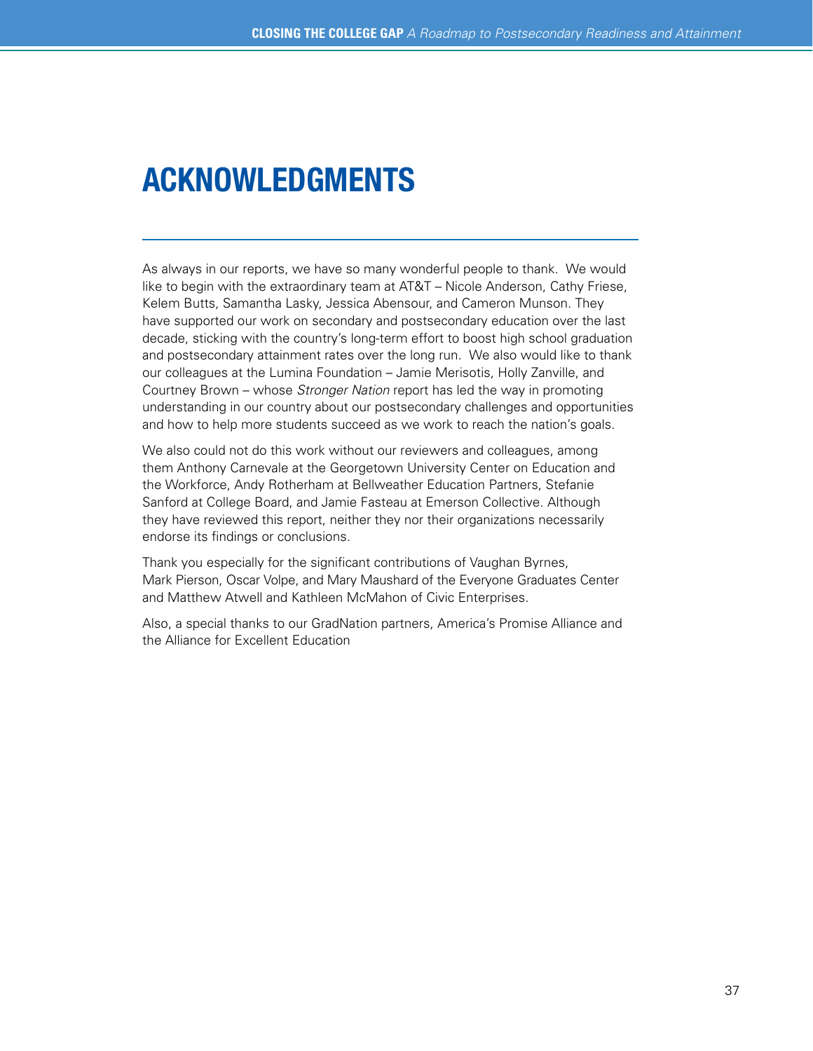# ACKNOWLEDGMENTS

As always in our reports, we have so many wonderful people to thank. We would like to begin with the extraordinary team at AT&T – Nicole Anderson, Cathy Friese, Kelem Butts, Samantha Lasky, Jessica Abensour, and Cameron Munson. They have supported our work on secondary and postsecondary education over the last decade, sticking with the country's long-term effort to boost high school graduation and postsecondary attainment rates over the long run. We also would like to thank our colleagues at the Lumina Foundation – Jamie Merisotis, Holly Zanville, and Courtney Brown – whose *Stronger Nation* report has led the way in promoting understanding in our country about our postsecondary challenges and opportunities and how to help more students succeed as we work to reach the nation's goals.

We also could not do this work without our reviewers and colleagues, among them Anthony Carnevale at the Georgetown University Center on Education and the Workforce, Andy Rotherham at Bellweather Education Partners, Stefanie Sanford at College Board, and Jamie Fasteau at Emerson Collective. Although they have reviewed this report, neither they nor their organizations necessarily endorse its findings or conclusions.

Thank you especially for the significant contributions of Vaughan Byrnes, Mark Pierson, Oscar Volpe, and Mary Maushard of the Everyone Graduates Center and Matthew Atwell and Kathleen McMahon of Civic Enterprises.

Also, a special thanks to our GradNation partners, America's Promise Alliance and the Alliance for Excellent Education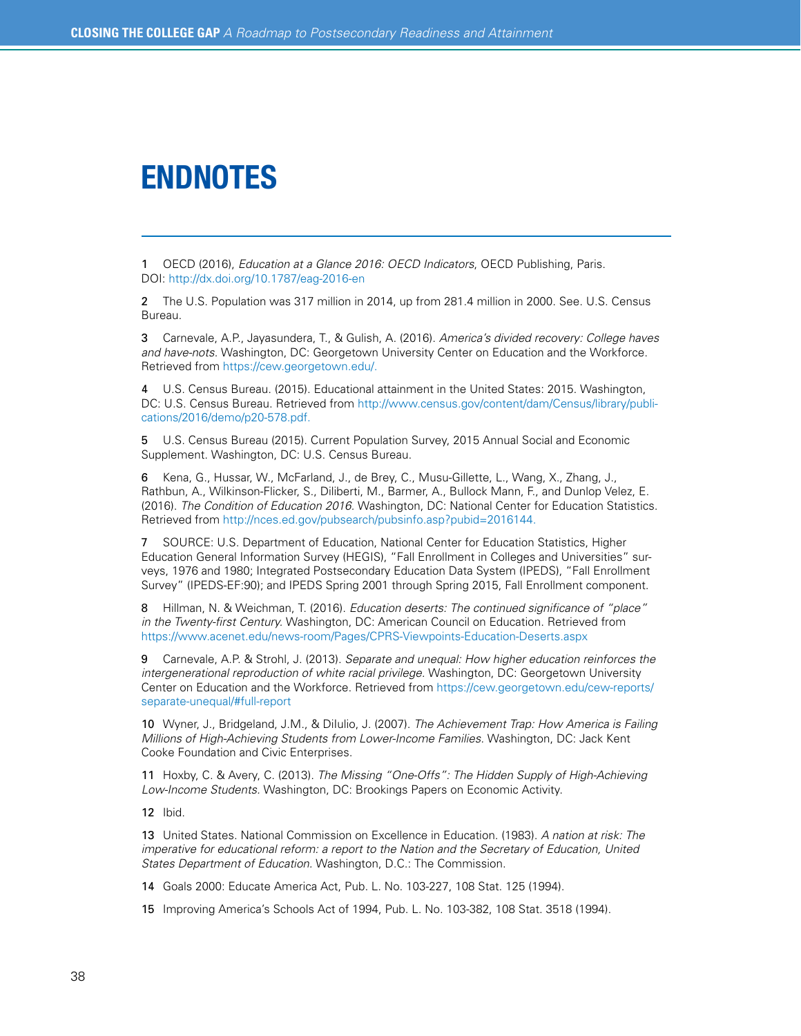# ENDNOTES

1 OECD (2016), *Education at a Glance 2016: OECD Indicators*, OECD Publishing, Paris. DOI: http://dx.doi.org/10.1787/eag-2016-en

2 The U.S. Population was 317 million in 2014, up from 281.4 million in 2000. See. U.S. Census Bureau.

3 Carnevale, A.P., Jayasundera, T., & Gulish, A. (2016). *America's divided recovery: College haves and have-nots*. Washington, DC: Georgetown University Center on Education and the Workforce. Retrieved from https://cew.georgetown.edu/.

4 U.S. Census Bureau. (2015). Educational attainment in the United States: 2015. Washington, DC: U.S. Census Bureau. Retrieved from http://www.census.gov/content/dam/Census/library/publications/2016/demo/p20-578.pdf.

5 U.S. Census Bureau (2015). Current Population Survey, 2015 Annual Social and Economic Supplement. Washington, DC: U.S. Census Bureau.

6 Kena, G., Hussar, W., McFarland, J., de Brey, C., Musu-Gillette, L., Wang, X., Zhang, J., Rathbun, A., Wilkinson-Flicker, S., Diliberti, M., Barmer, A., Bullock Mann, F., and Dunlop Velez, E. (2016). *The Condition of Education 2016*. Washington, DC: National Center for Education Statistics. Retrieved from http://nces.ed.gov/pubsearch/pubsinfo.asp?pubid=2016144.

7 SOURCE: U.S. Department of Education, National Center for Education Statistics, Higher Education General Information Survey (HEGIS), "Fall Enrollment in Colleges and Universities" surveys, 1976 and 1980; Integrated Postsecondary Education Data System (IPEDS), "Fall Enrollment Survey" (IPEDS-EF:90); and IPEDS Spring 2001 through Spring 2015, Fall Enrollment component.

8 Hillman, N. & Weichman, T. (2016). *Education deserts: The continued significance of "place" in the Twenty-first Century*. Washington, DC: American Council on Education. Retrieved from https://www.acenet.edu/news-room/Pages/CPRS-Viewpoints-Education-Deserts.aspx

9 Carnevale, A.P. & Strohl, J. (2013). *Separate and unequal: How higher education reinforces the intergenerational reproduction of white racial privilege*. Washington, DC: Georgetown University Center on Education and the Workforce. Retrieved from https://cew.georgetown.edu/cew-reports/separate-unequal/#full-report

10 Wyner, J., Bridgeland, J.M., & DiIulio, J. (2007). *The Achievement Trap: How America is Failing Millions of High-Achieving Students from Lower-Income Families*. Washington, DC: Jack Kent Cooke Foundation and Civic Enterprises.

11 Hoxby, C. & Avery, C. (2013). *The Missing "One-Offs": The Hidden Supply of High-Achieving Low-Income Students*. Washington, DC: Brookings Papers on Economic Activity.

12 Ibid.

13 United States. National Commission on Excellence in Education. (1983). *A nation at risk: The imperative for educational reform: a report to the Nation and the Secretary of Education, United States Department of Education*. Washington, D.C.: The Commission.

14 Goals 2000: Educate America Act, Pub. L. No. 103-227, 108 Stat. 125 (1994).

15 Improving America's Schools Act of 1994, Pub. L. No. 103-382, 108 Stat. 3518 (1994).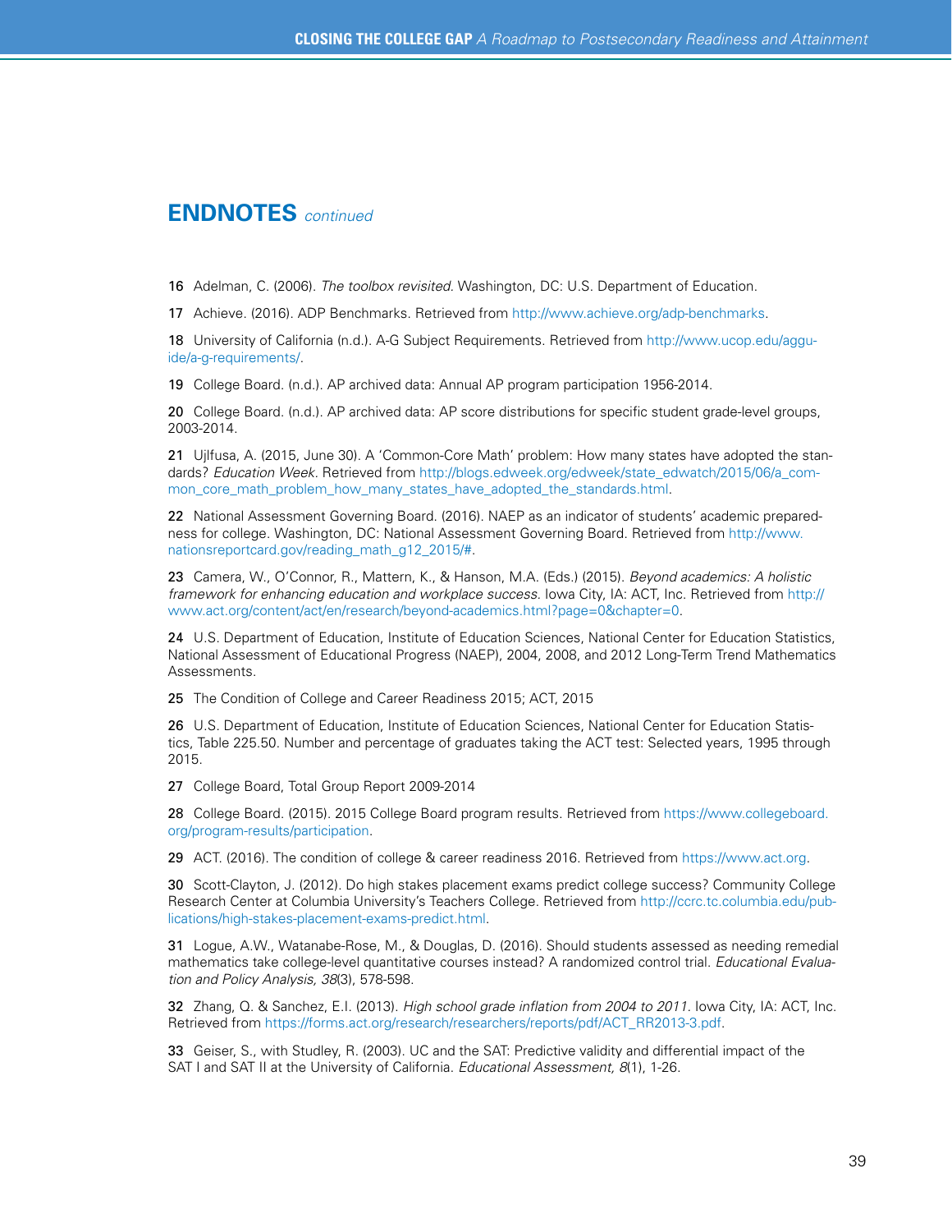## ENDNOTES *continued*

16 Adelman, C. (2006). *The toolbox revisited*. Washington, DC: U.S. Department of Education.

17 Achieve. (2016). ADP Benchmarks. Retrieved from http://www.achieve.org/adp-benchmarks.

18 University of California (n.d.). A-G Subject Requirements. Retrieved from http://www.ucop.edu/agguide/a-g-requirements/.

19 College Board. (n.d.). AP archived data: Annual AP program participation 1956-2014.

20 College Board. (n.d.). AP archived data: AP score distributions for specific student grade-level groups, 2003-2014.

21 Ujlfusa, A. (2015, June 30). A 'Common-Core Math' problem: How many states have adopted the standards? *Education Week*. Retrieved from http://blogs.edweek.org/edweek/state_edwatch/2015/06/a_common_core_math_problem_how_many_states_have_adopted_the_standards.html.

22 National Assessment Governing Board. (2016). NAEP as an indicator of students' academic preparedness for college. Washington, DC: National Assessment Governing Board. Retrieved from http://www.nationsreportcard.gov/reading_math_g12_2015/#.

23 Camera, W., O'Connor, R., Mattern, K., & Hanson, M.A. (Eds.) (2015). *Beyond academics: A holistic framework for enhancing education and workplace success.* Iowa City, IA: ACT, Inc. Retrieved from http://www.act.org/content/act/en/research/beyond-academics.html?page=0&chapter=0.

24 U.S. Department of Education, Institute of Education Sciences, National Center for Education Statistics, National Assessment of Educational Progress (NAEP), 2004, 2008, and 2012 Long-Term Trend Mathematics Assessments.

25 The Condition of College and Career Readiness 2015; ACT, 2015

26 U.S. Department of Education, Institute of Education Sciences, National Center for Education Statistics, Table 225.50. Number and percentage of graduates taking the ACT test: Selected years, 1995 through 2015.

27 College Board, Total Group Report 2009-2014

28 College Board. (2015). 2015 College Board program results. Retrieved from https://www.collegeboard.org/program-results/participation.

29 ACT. (2016). The condition of college & career readiness 2016. Retrieved from https://www.act.org.

30 Scott-Clayton, J. (2012). Do high stakes placement exams predict college success? Community College Research Center at Columbia University's Teachers College. Retrieved from http://ccrc.tc.columbia.edu/publications/high-stakes-placement-exams-predict.html.

31 Logue, A.W., Watanabe-Rose, M., & Douglas, D. (2016). Should students assessed as needing remedial mathematics take college-level quantitative courses instead? A randomized control trial. *Educational Evaluation and Policy Analysis, 38*(3), 578-598.

32 Zhang, Q. & Sanchez, E.I. (2013). *High school grade inflation from 2004 to 2011.* Iowa City, IA: ACT, Inc. Retrieved from https://forms.act.org/research/researchers/reports/pdf/ACT_RR2013-3.pdf.

33 Geiser, S., with Studley, R. (2003). UC and the SAT: Predictive validity and differential impact of the SAT I and SAT II at the University of California. *Educational Assessment, 8*(1), 1-26.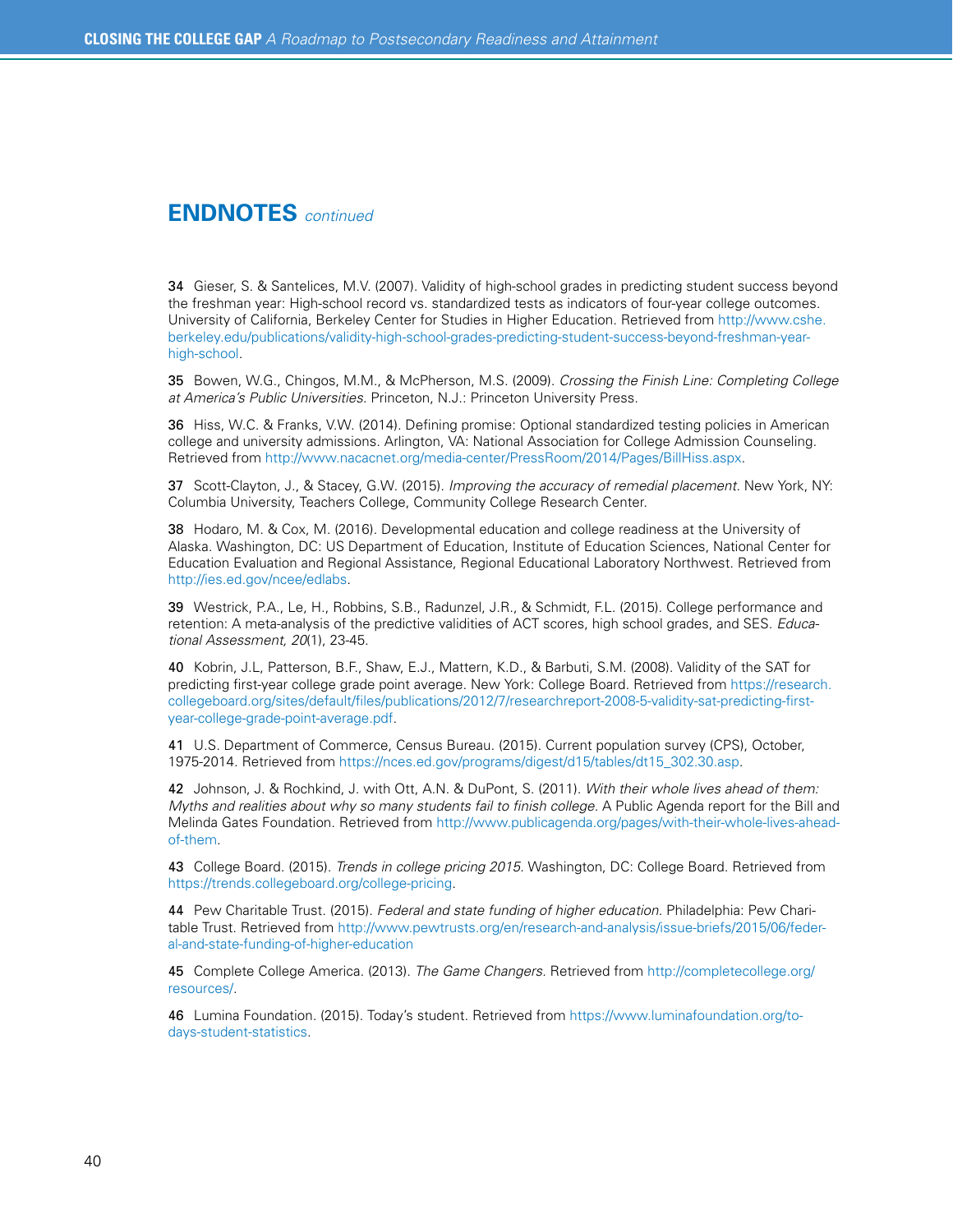## ENDNOTES *continued*

**34** Gieser, S. & Santelices, M.V. (2007). Validity of high-school grades in predicting student success beyond the freshman year: High-school record vs. standardized tests as indicators of four-year college outcomes. University of California, Berkeley Center for Studies in Higher Education. Retrieved from http://www.cshe.berkeley.edu/publications/validity-high-school-grades-predicting-student-success-beyond-freshman-year-high-school.

**35** Bowen, W.G., Chingos, M.M., & McPherson, M.S. (2009). *Crossing the Finish Line: Completing College at America's Public Universities.* Princeton, N.J.: Princeton University Press.

**36** Hiss, W.C. & Franks, V.W. (2014). Defining promise: Optional standardized testing policies in American college and university admissions. Arlington, VA: National Association for College Admission Counseling. Retrieved from http://www.nacacnet.org/media-center/PressRoom/2014/Pages/BillHiss.aspx.

**37** Scott-Clayton, J., & Stacey, G.W. (2015). *Improving the accuracy of remedial placement.* New York, NY: Columbia University, Teachers College, Community College Research Center.

**38** Hodaro, M. & Cox, M. (2016). Developmental education and college readiness at the University of Alaska. Washington, DC: US Department of Education, Institute of Education Sciences, National Center for Education Evaluation and Regional Assistance, Regional Educational Laboratory Northwest. Retrieved from http://ies.ed.gov/ncee/edlabs.

**39** Westrick, P.A., Le, H., Robbins, S.B., Radunzel, J.R., & Schmidt, F.L. (2015). College performance and retention: A meta-analysis of the predictive validities of ACT scores, high school grades, and SES. *Educational Assessment, 20*(1), 23-45.

**40** Kobrin, J.L, Patterson, B.F., Shaw, E.J., Mattern, K.D., & Barbuti, S.M. (2008). Validity of the SAT for predicting first-year college grade point average. New York: College Board. Retrieved from https://research.collegeboard.org/sites/default/files/publications/2012/7/researchreport-2008-5-validity-sat-predicting-first-year-college-grade-point-average.pdf.

**41** U.S. Department of Commerce, Census Bureau. (2015). Current population survey (CPS), October, 1975-2014. Retrieved from https://nces.ed.gov/programs/digest/d15/tables/dt15_302.30.asp.

**42** Johnson, J. & Rochkind, J. with Ott, A.N. & DuPont, S. (2011). *With their whole lives ahead of them: Myths and realities about why so many students fail to finish college.* A Public Agenda report for the Bill and Melinda Gates Foundation. Retrieved from http://www.publicagenda.org/pages/with-their-whole-lives-ahead-of-them.

**43** College Board. (2015). *Trends in college pricing 2015.* Washington, DC: College Board. Retrieved from https://trends.collegeboard.org/college-pricing.

**44** Pew Charitable Trust. (2015). *Federal and state funding of higher education.* Philadelphia: Pew Charitable Trust. Retrieved from http://www.pewtrusts.org/en/research-and-analysis/issue-briefs/2015/06/federal-and-state-funding-of-higher-education

**45** Complete College America. (2013). *The Game Changers.* Retrieved from http://completecollege.org/resources/.

**46** Lumina Foundation. (2015). Today's student. Retrieved from https://www.luminafoundation.org/todays-student-statistics.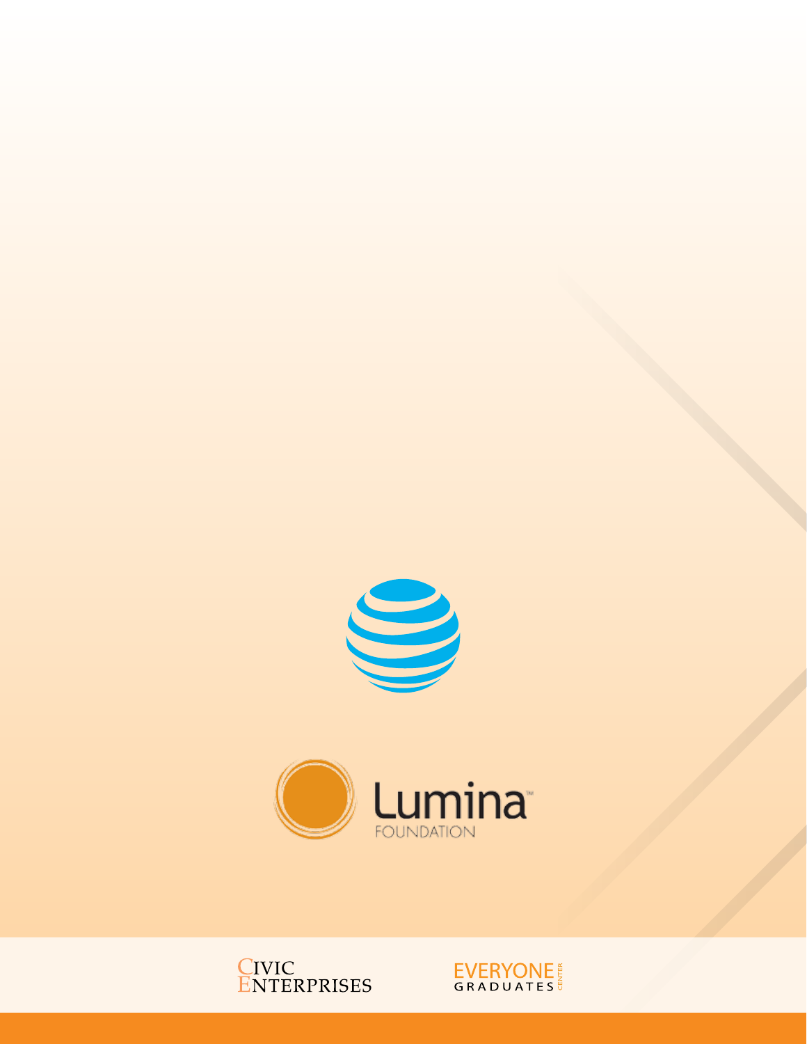Lumina FOUNDATION

CIVIC ENTERPRISES

EVERYONE GRADUATES CENTER